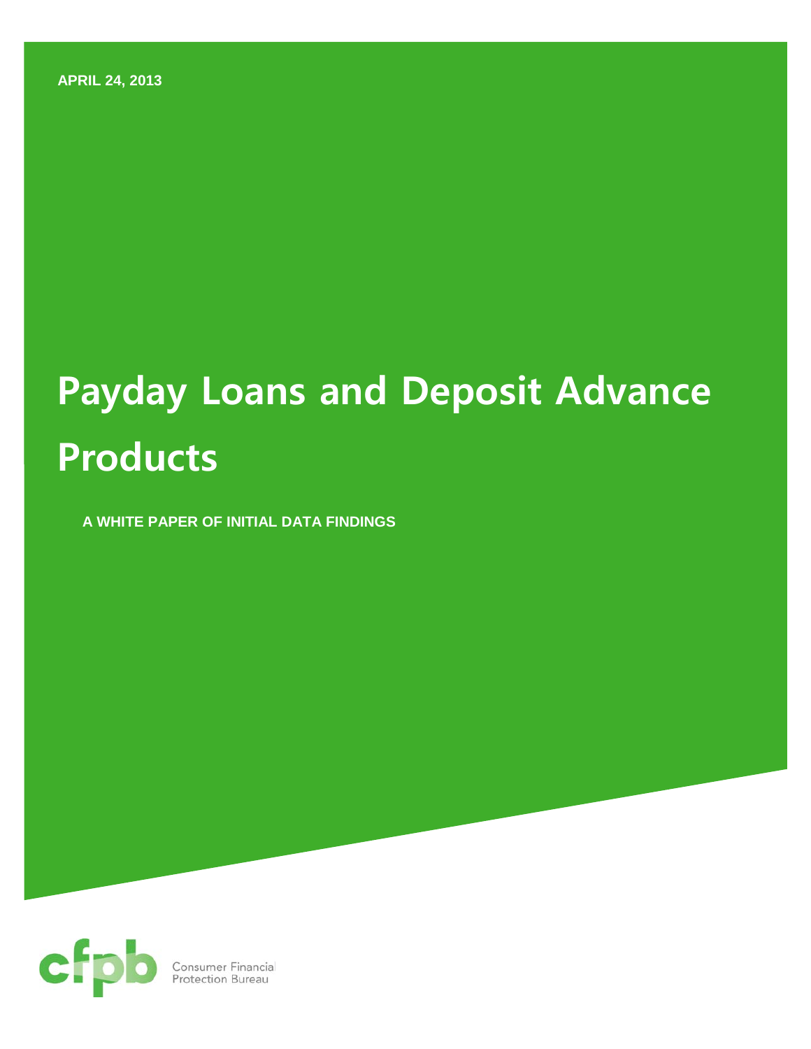APRIL 24, 2013

# Payday Loans and Deposit Advance Products

**A WHITE PAPER OF INITIAL DATA FINDINGS**

cfpb Consumer Financial Protection Bureau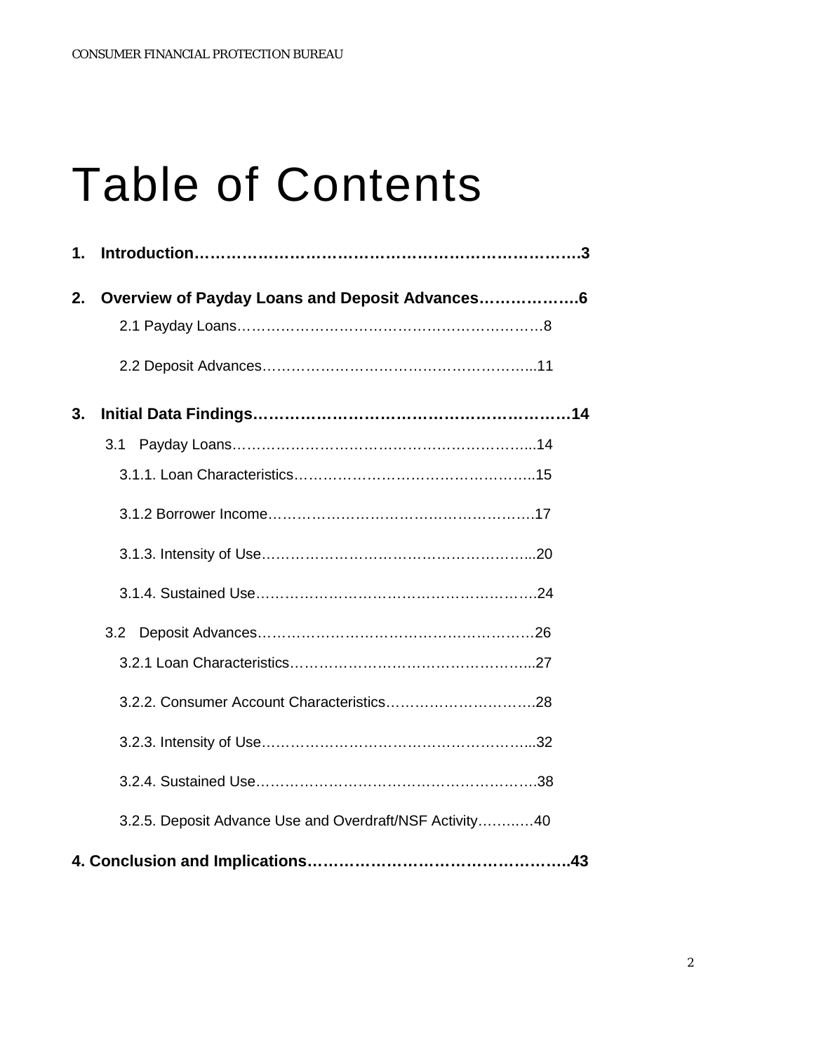# Table of Contents

**1. Introduction……………………………………………………………..3**

**2. Overview of Payday Loans and Deposit Advances……………….6**

2.1 Payday Loans……………………………………………………….8

2.2 Deposit Advances………………………………………………...11

**3. Initial Data Findings……………………………………………………14**

3.1 Payday Loans……………………………………………………....14

3.1.1. Loan Characteristics…………………………………………..15

3.1.2 Borrower Income……………………………………………….17

3.1.3. Intensity of Use………………………………………………...20

3.1.4. Sustained Use………………………………………………….24

3.2 Deposit Advances………………………………………………….26

3.2.1 Loan Characteristics…………………………………………...27

3.2.2. Consumer Account Characteristics………………………….28

3.2.3. Intensity of Use………………………………………………...32

3.2.4. Sustained Use………………………………………………….38

3.2.5. Deposit Advance Use and Overdraft/NSF Activity……..…40

**4. Conclusion and Implications………………………………………..43**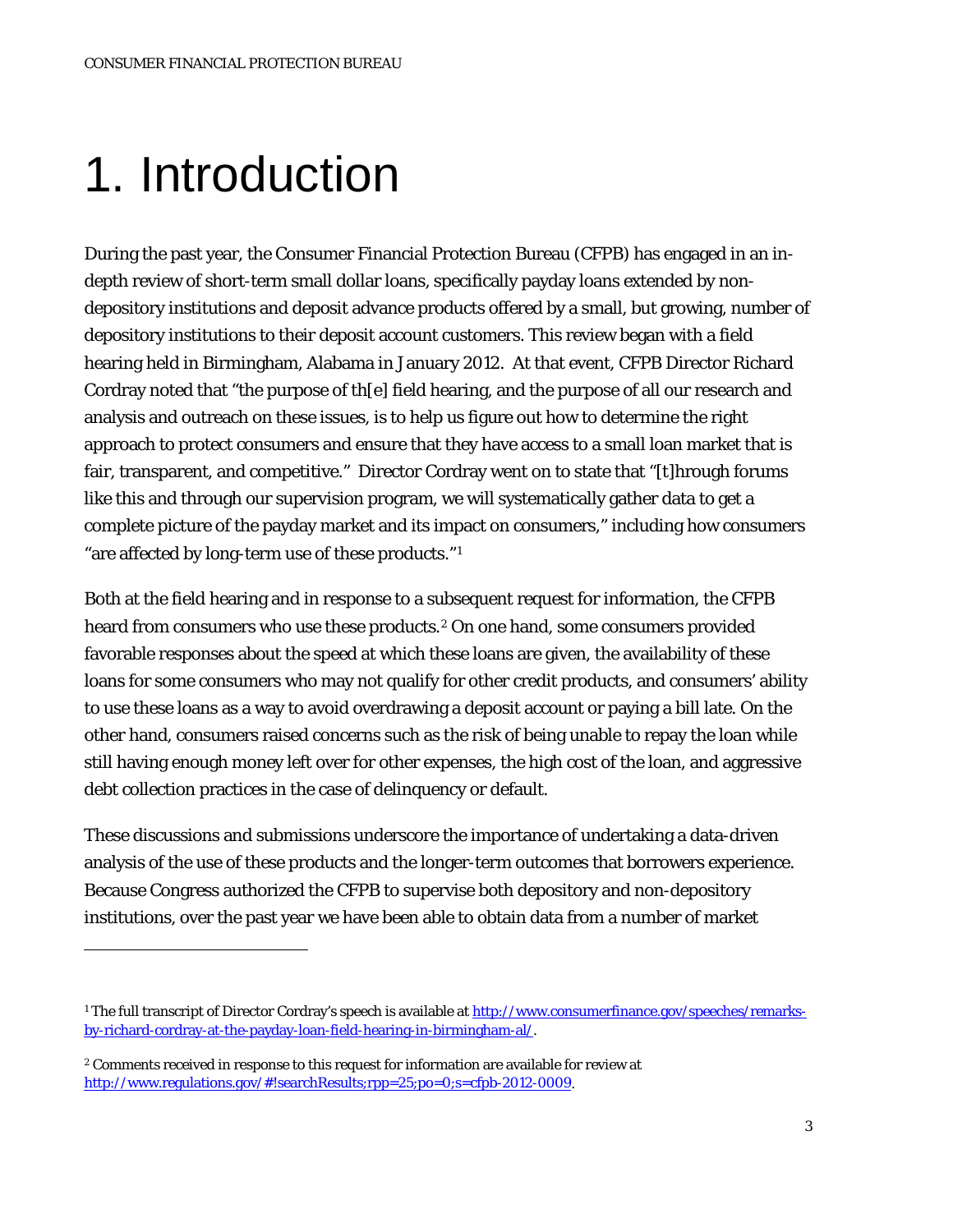# 1. Introduction

During the past year, the Consumer Financial Protection Bureau (CFPB) has engaged in an in-depth review of short-term small dollar loans, specifically payday loans extended by non-depository institutions and deposit advance products offered by a small, but growing, number of depository institutions to their deposit account customers. This review began with a field hearing held in Birmingham, Alabama in January 2012. At that event, CFPB Director Richard Cordray noted that "the purpose of th[e] field hearing, and the purpose of all our research and analysis and outreach on these issues, is to help us figure out how to determine the right approach to protect consumers and ensure that they have access to a small loan market that is fair, transparent, and competitive." Director Cordray went on to state that "[t]hrough forums like this and through our supervision program, we will systematically gather data to get a complete picture of the payday market and its impact on consumers," including how consumers "are affected by long-term use of these products."[1]

Both at the field hearing and in response to a subsequent request for information, the CFPB heard from consumers who use these products.[2] On one hand, some consumers provided favorable responses about the speed at which these loans are given, the availability of these loans for some consumers who may not qualify for other credit products, and consumers' ability to use these loans as a way to avoid overdrawing a deposit account or paying a bill late. On the other hand, consumers raised concerns such as the risk of being unable to repay the loan while still having enough money left over for other expenses, the high cost of the loan, and aggressive debt collection practices in the case of delinquency or default.

These discussions and submissions underscore the importance of undertaking a data-driven analysis of the use of these products and the longer-term outcomes that borrowers experience. Because Congress authorized the CFPB to supervise both depository and non-depository institutions, over the past year we have been able to obtain data from a number of market

---

[1] The full transcript of Director Cordray's speech is available at http://www.consumerfinance.gov/speeches/remarks-by-richard-cordray-at-the-payday-loan-field-hearing-in-birmingham-al/.

[2] Comments received in response to this request for information are available for review at http://www.regulations.gov/#!searchResults;rpp=25;po=0;s=cfpb-2012-0009.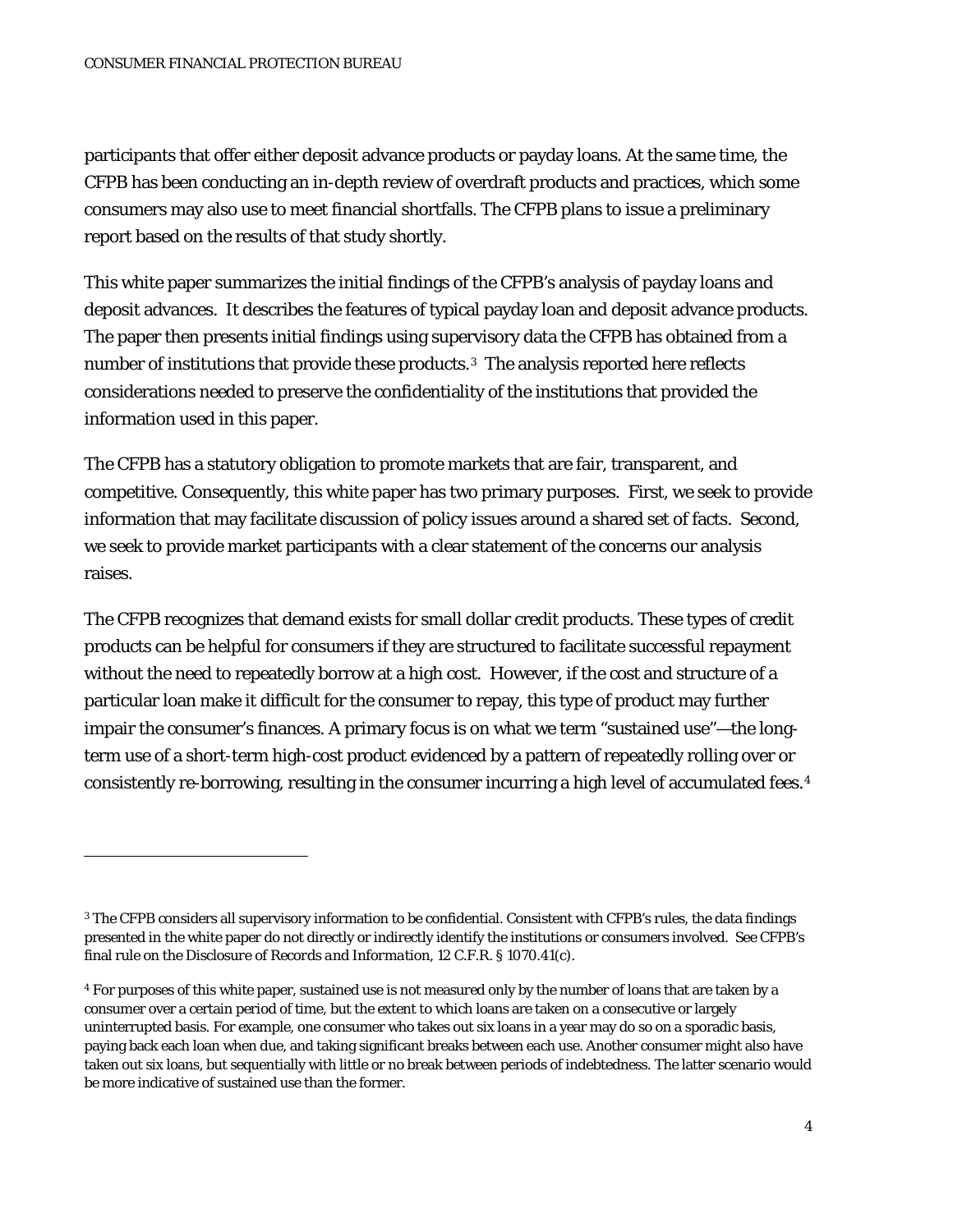participants that offer either deposit advance products or payday loans. At the same time, the CFPB has been conducting an in-depth review of overdraft products and practices, which some consumers may also use to meet financial shortfalls. The CFPB plans to issue a preliminary report based on the results of that study shortly.

This white paper summarizes the initial findings of the CFPB's analysis of payday loans and deposit advances. It describes the features of typical payday loan and deposit advance products. The paper then presents initial findings using supervisory data the CFPB has obtained from a number of institutions that provide these products.[3] The analysis reported here reflects considerations needed to preserve the confidentiality of the institutions that provided the information used in this paper.

The CFPB has a statutory obligation to promote markets that are fair, transparent, and competitive. Consequently, this white paper has two primary purposes. First, we seek to provide information that may facilitate discussion of policy issues around a shared set of facts. Second, we seek to provide market participants with a clear statement of the concerns our analysis raises.

The CFPB recognizes that demand exists for small dollar credit products. These types of credit products can be helpful for consumers if they are structured to facilitate successful repayment without the need to repeatedly borrow at a high cost. However, if the cost and structure of a particular loan make it difficult for the consumer to repay, this type of product may further impair the consumer's finances. A primary focus is on what we term "sustained use"—the long-term use of a short-term high-cost product evidenced by a pattern of repeatedly rolling over or consistently re-borrowing, resulting in the consumer incurring a high level of accumulated fees.[4]

---

[3] The CFPB considers all supervisory information to be confidential. Consistent with CFPB's rules, the data findings presented in the white paper do not directly or indirectly identify the institutions or consumers involved. See CFPB's final rule on the *Disclosure of Records and Information*, 12 C.F.R. § 1070.41(c).

[4] For purposes of this white paper, sustained use is not measured only by the number of loans that are taken by a consumer over a certain period of time, but the extent to which loans are taken on a consecutive or largely uninterrupted basis. For example, one consumer who takes out six loans in a year may do so on a sporadic basis, paying back each loan when due, and taking significant breaks between each use. Another consumer might also have taken out six loans, but sequentially with little or no break between periods of indebtedness. The latter scenario would be more indicative of sustained use than the former.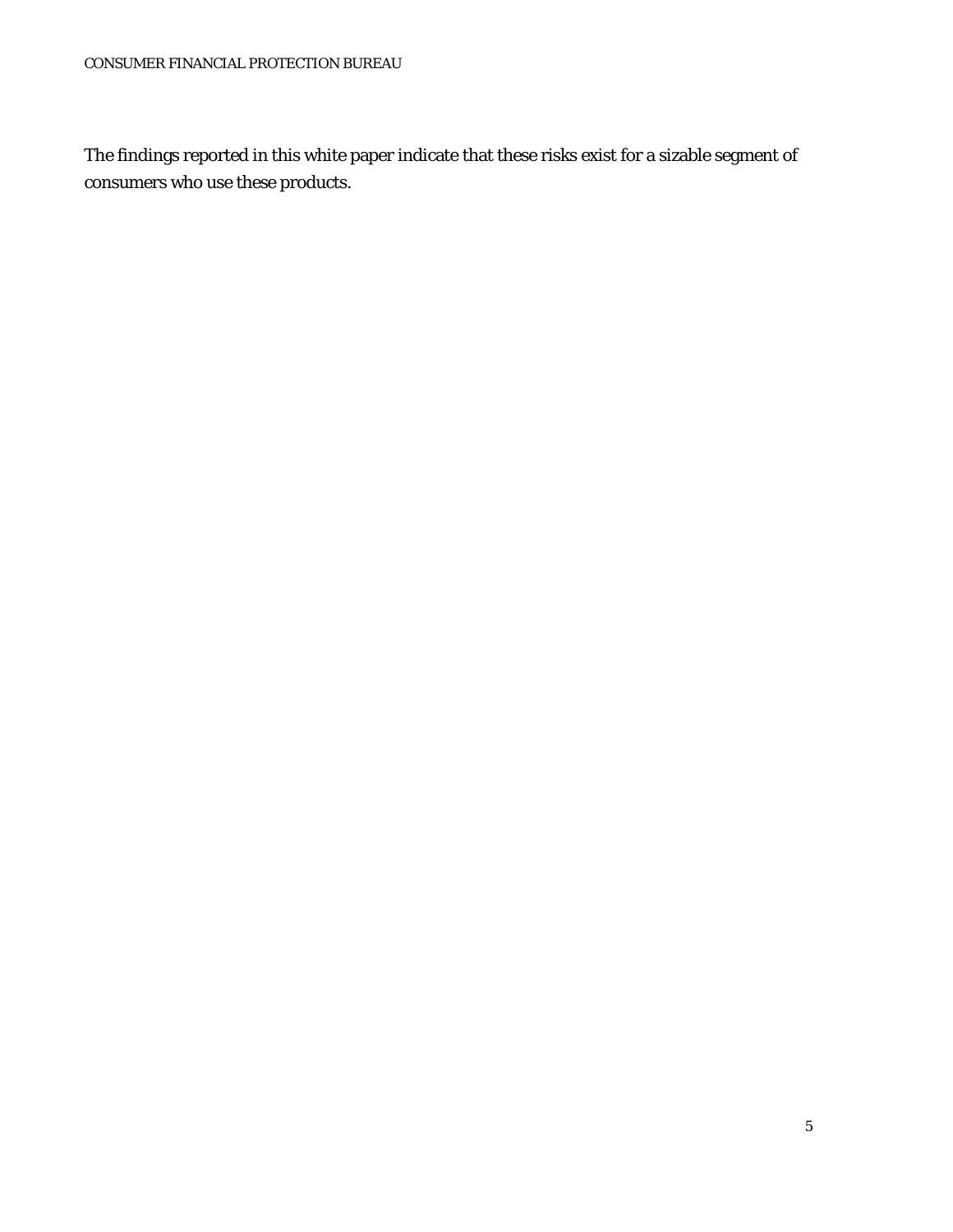The findings reported in this white paper indicate that these risks exist for a sizable segment of consumers who use these products.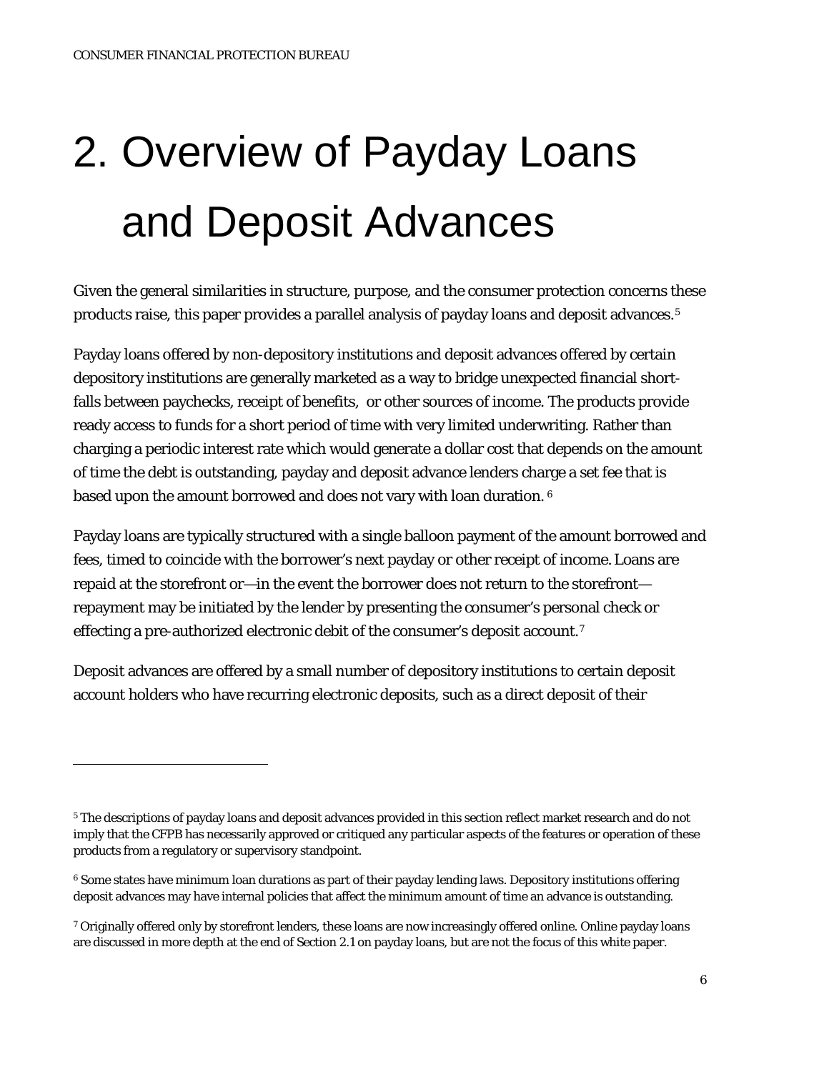# 2. Overview of Payday Loans and Deposit Advances

Given the general similarities in structure, purpose, and the consumer protection concerns these products raise, this paper provides a parallel analysis of payday loans and deposit advances.[5]

Payday loans offered by non-depository institutions and deposit advances offered by certain depository institutions are generally marketed as a way to bridge unexpected financial short-falls between paychecks, receipt of benefits, or other sources of income. The products provide ready access to funds for a short period of time with very limited underwriting. Rather than charging a periodic interest rate which would generate a dollar cost that depends on the amount of time the debt is outstanding, payday and deposit advance lenders charge a set fee that is based upon the amount borrowed and does not vary with loan duration.[6]

Payday loans are typically structured with a single balloon payment of the amount borrowed and fees, timed to coincide with the borrower's next payday or other receipt of income. Loans are repaid at the storefront or—in the event the borrower does not return to the storefront—repayment may be initiated by the lender by presenting the consumer's personal check or effecting a pre-authorized electronic debit of the consumer's deposit account.[7]

Deposit advances are offered by a small number of depository institutions to certain deposit account holders who have recurring electronic deposits, such as a direct deposit of their

---

[5] The descriptions of payday loans and deposit advances provided in this section reflect market research and do not imply that the CFPB has necessarily approved or critiqued any particular aspects of the features or operation of these products from a regulatory or supervisory standpoint.

[6] Some states have minimum loan durations as part of their payday lending laws. Depository institutions offering deposit advances may have internal policies that affect the minimum amount of time an advance is outstanding.

[7] Originally offered only by storefront lenders, these loans are now increasingly offered online. Online payday loans are discussed in more depth at the end of Section 2.1 on payday loans, but are not the focus of this white paper.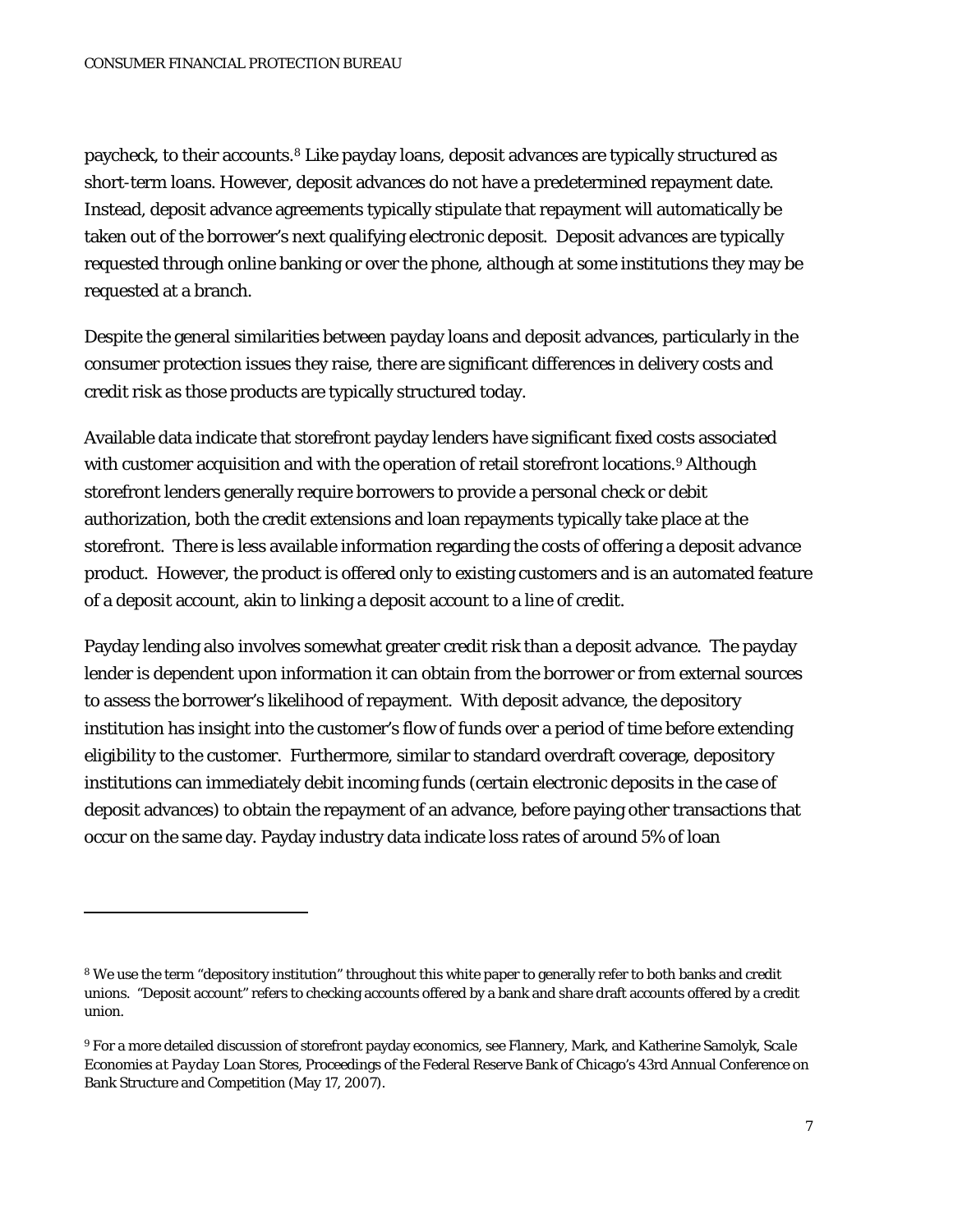paycheck, to their accounts.[8] Like payday loans, deposit advances are typically structured as short-term loans. However, deposit advances do not have a predetermined repayment date. Instead, deposit advance agreements typically stipulate that repayment will automatically be taken out of the borrower's next qualifying electronic deposit. Deposit advances are typically requested through online banking or over the phone, although at some institutions they may be requested at a branch.

Despite the general similarities between payday loans and deposit advances, particularly in the consumer protection issues they raise, there are significant differences in delivery costs and credit risk as those products are typically structured today.

Available data indicate that storefront payday lenders have significant fixed costs associated with customer acquisition and with the operation of retail storefront locations.[9] Although storefront lenders generally require borrowers to provide a personal check or debit authorization, both the credit extensions and loan repayments typically take place at the storefront. There is less available information regarding the costs of offering a deposit advance product. However, the product is offered only to existing customers and is an automated feature of a deposit account, akin to linking a deposit account to a line of credit.

Payday lending also involves somewhat greater credit risk than a deposit advance. The payday lender is dependent upon information it can obtain from the borrower or from external sources to assess the borrower's likelihood of repayment. With deposit advance, the depository institution has insight into the customer's flow of funds over a period of time before extending eligibility to the customer. Furthermore, similar to standard overdraft coverage, depository institutions can immediately debit incoming funds (certain electronic deposits in the case of deposit advances) to obtain the repayment of an advance, before paying other transactions that occur on the same day. Payday industry data indicate loss rates of around 5% of loan

---

[8] We use the term "depository institution" throughout this white paper to generally refer to both banks and credit unions. "Deposit account" refers to checking accounts offered by a bank and share draft accounts offered by a credit union.

[9] For a more detailed discussion of storefront payday economics, see Flannery, Mark, and Katherine Samolyk, *Scale Economies at Payday Loan Stores*, Proceedings of the Federal Reserve Bank of Chicago's 43rd Annual Conference on Bank Structure and Competition (May 17, 2007).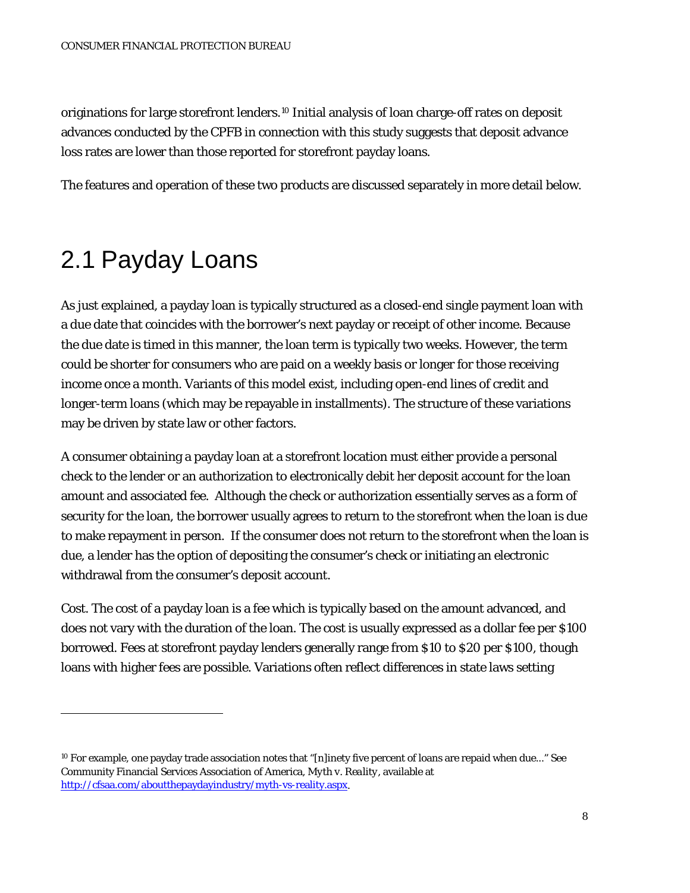originations for large storefront lenders.[10] Initial analysis of loan charge-off rates on deposit advances conducted by the CPFB in connection with this study suggests that deposit advance loss rates are lower than those reported for storefront payday loans.

The features and operation of these two products are discussed separately in more detail below.

## 2.1 Payday Loans

As just explained, a payday loan is typically structured as a closed-end single payment loan with a due date that coincides with the borrower's next payday or receipt of other income. Because the due date is timed in this manner, the loan term is typically two weeks. However, the term could be shorter for consumers who are paid on a weekly basis or longer for those receiving income once a month. Variants of this model exist, including open-end lines of credit and longer-term loans (which may be repayable in installments). The structure of these variations may be driven by state law or other factors.

A consumer obtaining a payday loan at a storefront location must either provide a personal check to the lender or an authorization to electronically debit her deposit account for the loan amount and associated fee. Although the check or authorization essentially serves as a form of security for the loan, the borrower usually agrees to return to the storefront when the loan is due to make repayment in person. If the consumer does not return to the storefront when the loan is due, a lender has the option of depositing the consumer's check or initiating an electronic withdrawal from the consumer's deposit account.

Cost. The cost of a payday loan is a fee which is typically based on the amount advanced, and does not vary with the duration of the loan. The cost is usually expressed as a dollar fee per $100 borrowed. Fees at storefront payday lenders generally range from $10 to $20 per $100, though loans with higher fees are possible. Variations often reflect differences in state laws setting

---

[10] For example, one payday trade association notes that "[n]inety five percent of loans are repaid when due..." See Community Financial Services Association of America, *Myth v. Reality*, available at http://cfsaa.com/aboutthepaydayindustry/myth-vs-reality.aspx.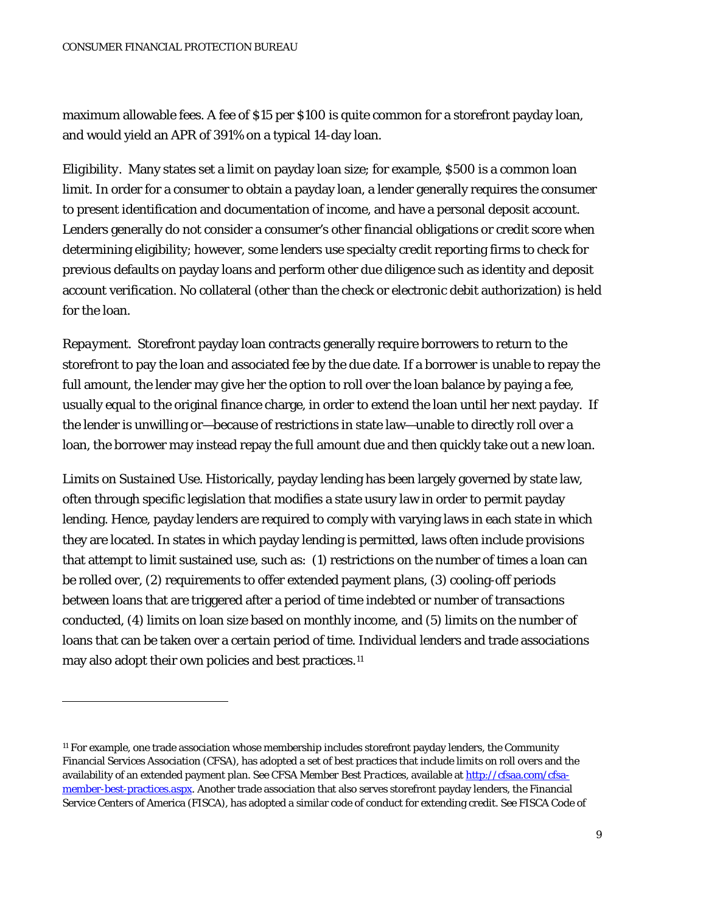maximum allowable fees. A fee of $15 per $100 is quite common for a storefront payday loan, and would yield an APR of 391% on a typical 14-day loan.

*Eligibility.* Many states set a limit on payday loan size; for example, $500 is a common loan limit. In order for a consumer to obtain a payday loan, a lender generally requires the consumer to present identification and documentation of income, and have a personal deposit account. Lenders generally do not consider a consumer's other financial obligations or credit score when determining eligibility; however, some lenders use specialty credit reporting firms to check for previous defaults on payday loans and perform other due diligence such as identity and deposit account verification. No collateral (other than the check or electronic debit authorization) is held for the loan.

*Repayment.* Storefront payday loan contracts generally require borrowers to return to the storefront to pay the loan and associated fee by the due date. If a borrower is unable to repay the full amount, the lender may give her the option to roll over the loan balance by paying a fee, usually equal to the original finance charge, in order to extend the loan until her next payday. If the lender is unwilling or—because of restrictions in state law—unable to directly roll over a loan, the borrower may instead repay the full amount due and then quickly take out a new loan.

*Limits on Sustained Use.* Historically, payday lending has been largely governed by state law, often through specific legislation that modifies a state usury law in order to permit payday lending. Hence, payday lenders are required to comply with varying laws in each state in which they are located. In states in which payday lending is permitted, laws often include provisions that attempt to limit sustained use, such as: (1) restrictions on the number of times a loan can be rolled over, (2) requirements to offer extended payment plans, (3) cooling-off periods between loans that are triggered after a period of time indebted or number of transactions conducted, (4) limits on loan size based on monthly income, and (5) limits on the number of loans that can be taken over a certain period of time. Individual lenders and trade associations may also adopt their own policies and best practices.[11]

---

[11] For example, one trade association whose membership includes storefront payday lenders, the Community Financial Services Association (CFSA), has adopted a set of best practices that include limits on roll overs and the availability of an extended payment plan. See CFSA Member *Best Practices*, available at [http://cfsaa.com/cfsa-member-best-practices.aspx](http://cfsaa.com/cfsa-member-best-practices.aspx). Another trade association that also serves storefront payday lenders, the Financial Service Centers of America (FISCA), has adopted a similar code of conduct for extending credit. See FISCA Code of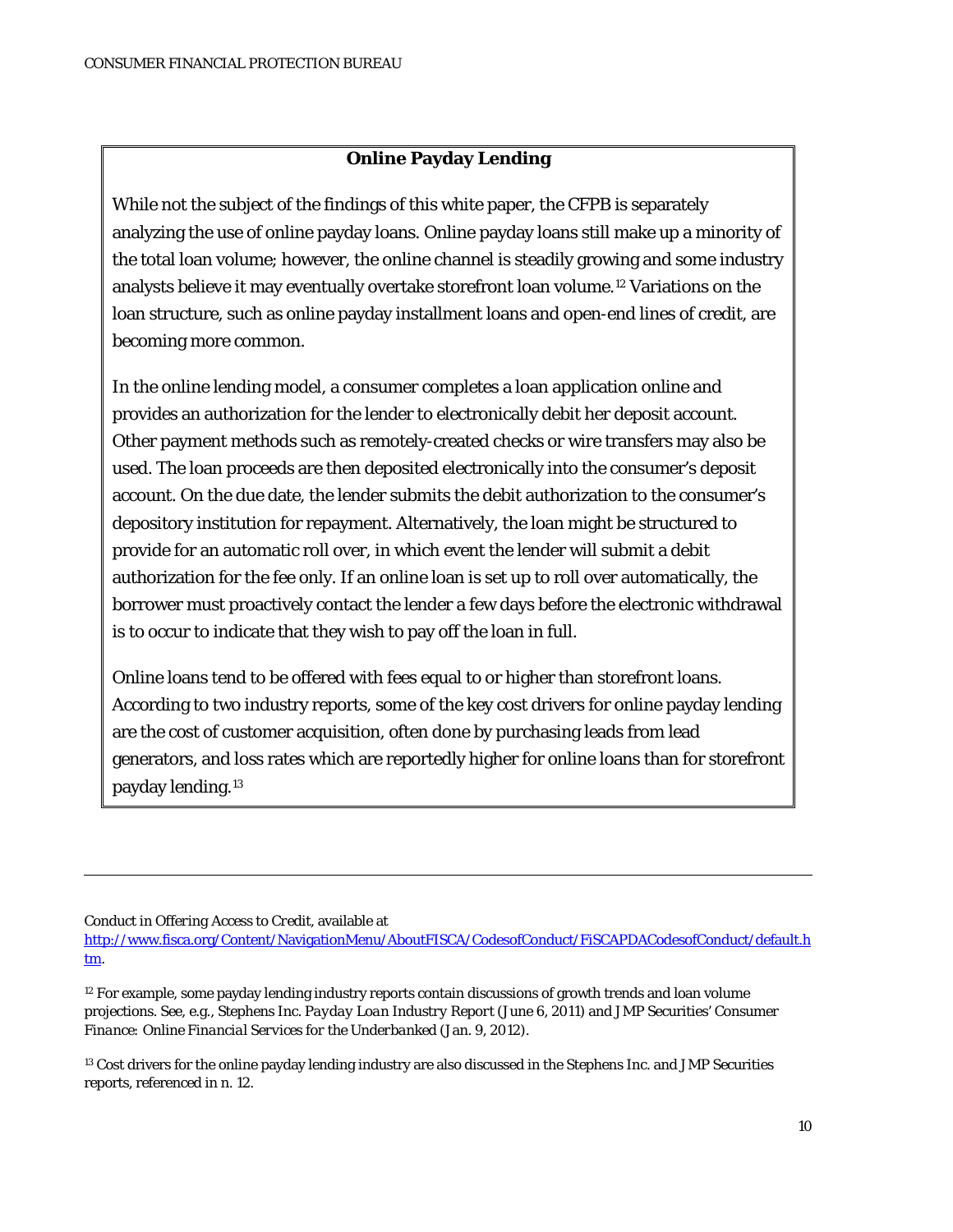### Online Payday Lending

While not the subject of the findings of this white paper, the CFPB is separately analyzing the use of online payday loans. Online payday loans still make up a minority of the total loan volume; however, the online channel is steadily growing and some industry analysts believe it may eventually overtake storefront loan volume.[12] Variations on the loan structure, such as online payday installment loans and open-end lines of credit, are becoming more common.

In the online lending model, a consumer completes a loan application online and provides an authorization for the lender to electronically debit her deposit account. Other payment methods such as remotely-created checks or wire transfers may also be used. The loan proceeds are then deposited electronically into the consumer's deposit account. On the due date, the lender submits the debit authorization to the consumer's depository institution for repayment. Alternatively, the loan might be structured to provide for an automatic roll over, in which event the lender will submit a debit authorization for the fee only. If an online loan is set up to roll over automatically, the borrower must proactively contact the lender a few days before the electronic withdrawal is to occur to indicate that they wish to pay off the loan in full.

Online loans tend to be offered with fees equal to or higher than storefront loans. According to two industry reports, some of the key cost drivers for online payday lending are the cost of customer acquisition, often done by purchasing leads from lead generators, and loss rates which are reportedly higher for online loans than for storefront payday lending.[13]

---

Conduct in Offering Access to Credit, available at http://www.fisca.org/Content/NavigationMenu/AboutFISCA/CodesofConduct/FiSCAPDACodesofConduct/default.htm.

[12] For example, some payday lending industry reports contain discussions of growth trends and loan volume projections. See, e.g., Stephens Inc. *Payday Loan Industry Report* (June 6, 2011) and JMP Securities' *Consumer Finance: Online Financial Services for the Underbanked* (Jan. 9, 2012).

[13] Cost drivers for the online payday lending industry are also discussed in the Stephens Inc. and JMP Securities reports, referenced in n. 12.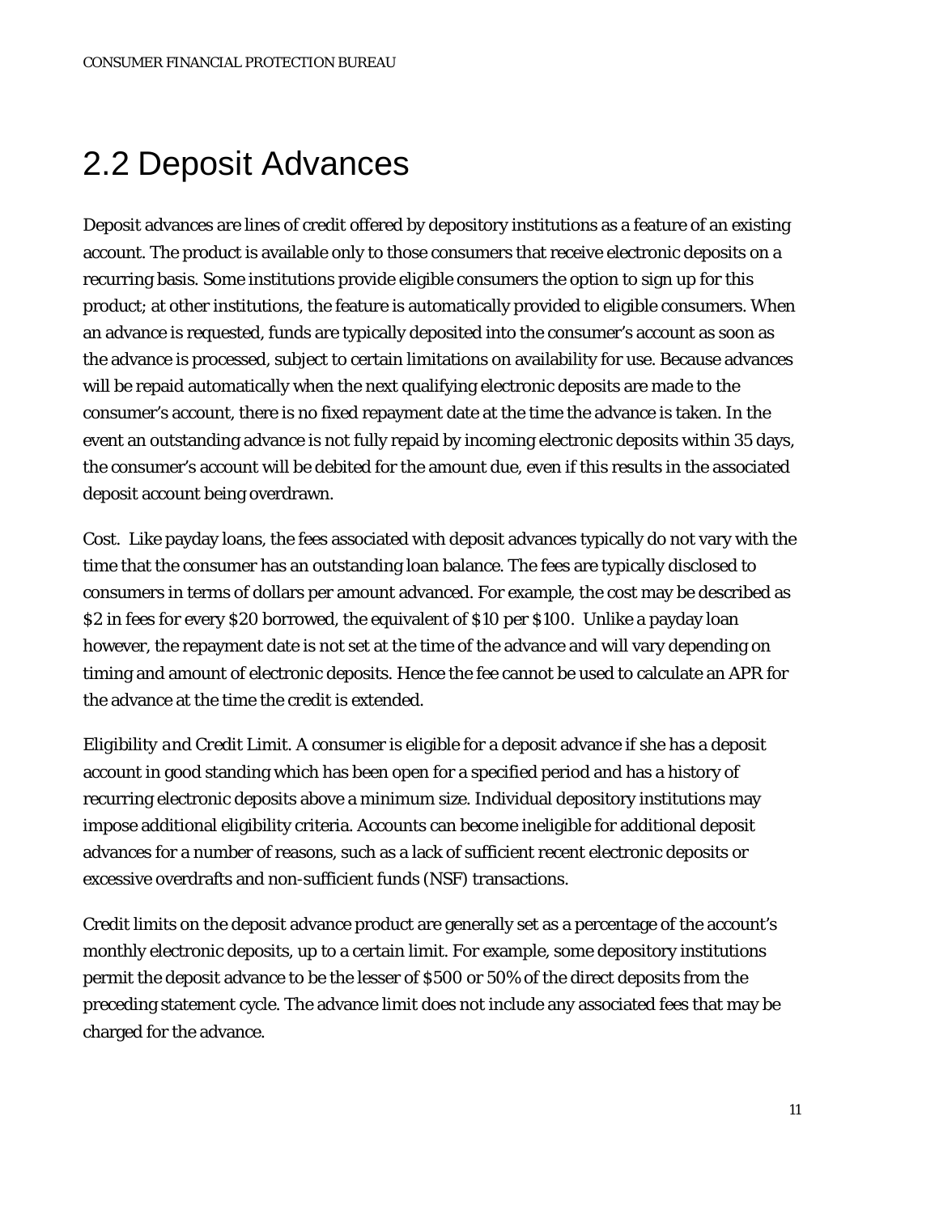## 2.2 Deposit Advances

Deposit advances are lines of credit offered by depository institutions as a feature of an existing account. The product is available only to those consumers that receive electronic deposits on a recurring basis. Some institutions provide eligible consumers the option to sign up for this product; at other institutions, the feature is automatically provided to eligible consumers. When an advance is requested, funds are typically deposited into the consumer's account as soon as the advance is processed, subject to certain limitations on availability for use. Because advances will be repaid automatically when the next qualifying electronic deposits are made to the consumer's account, there is no fixed repayment date at the time the advance is taken. In the event an outstanding advance is not fully repaid by incoming electronic deposits within 35 days, the consumer's account will be debited for the amount due, even if this results in the associated deposit account being overdrawn.

*Cost.* Like payday loans, the fees associated with deposit advances typically do not vary with the time that the consumer has an outstanding loan balance. The fees are typically disclosed to consumers in terms of dollars per amount advanced. For example, the cost may be described as $2 in fees for every $20 borrowed, the equivalent of $10 per $100. Unlike a payday loan however, the repayment date is not set at the time of the advance and will vary depending on timing and amount of electronic deposits. Hence the fee cannot be used to calculate an APR for the advance at the time the credit is extended.

*Eligibility and Credit Limit.* A consumer is eligible for a deposit advance if she has a deposit account in good standing which has been open for a specified period and has a history of recurring electronic deposits above a minimum size. Individual depository institutions may impose additional eligibility criteria. Accounts can become ineligible for additional deposit advances for a number of reasons, such as a lack of sufficient recent electronic deposits or excessive overdrafts and non-sufficient funds (NSF) transactions.

Credit limits on the deposit advance product are generally set as a percentage of the account's monthly electronic deposits, up to a certain limit. For example, some depository institutions permit the deposit advance to be the lesser of $500 or 50% of the direct deposits from the preceding statement cycle. The advance limit does not include any associated fees that may be charged for the advance.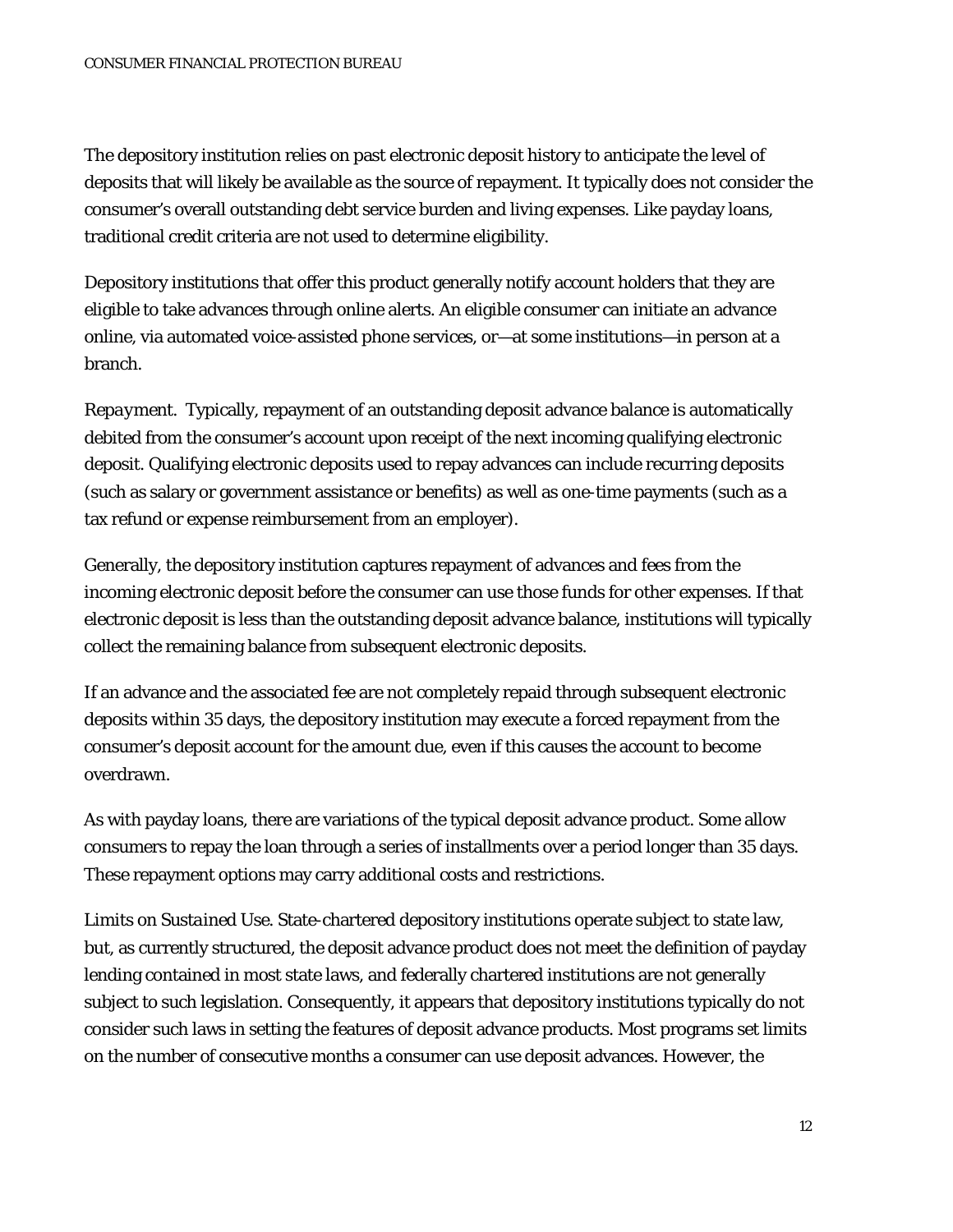The depository institution relies on past electronic deposit history to anticipate the level of deposits that will likely be available as the source of repayment. It typically does not consider the consumer's overall outstanding debt service burden and living expenses. Like payday loans, traditional credit criteria are not used to determine eligibility.

Depository institutions that offer this product generally notify account holders that they are eligible to take advances through online alerts. An eligible consumer can initiate an advance online, via automated voice-assisted phone services, or—at some institutions—in person at a branch.

*Repayment.* Typically, repayment of an outstanding deposit advance balance is automatically debited from the consumer's account upon receipt of the next incoming qualifying electronic deposit. Qualifying electronic deposits used to repay advances can include recurring deposits (such as salary or government assistance or benefits) as well as one-time payments (such as a tax refund or expense reimbursement from an employer).

Generally, the depository institution captures repayment of advances and fees from the incoming electronic deposit before the consumer can use those funds for other expenses. If that electronic deposit is less than the outstanding deposit advance balance, institutions will typically collect the remaining balance from subsequent electronic deposits.

If an advance and the associated fee are not completely repaid through subsequent electronic deposits within 35 days, the depository institution may execute a forced repayment from the consumer's deposit account for the amount due, even if this causes the account to become overdrawn.

As with payday loans, there are variations of the typical deposit advance product. Some allow consumers to repay the loan through a series of installments over a period longer than 35 days. These repayment options may carry additional costs and restrictions.

*Limits on Sustained Use.* State-chartered depository institutions operate subject to state law, but, as currently structured, the deposit advance product does not meet the definition of payday lending contained in most state laws, and federally chartered institutions are not generally subject to such legislation. Consequently, it appears that depository institutions typically do not consider such laws in setting the features of deposit advance products. Most programs set limits on the number of consecutive months a consumer can use deposit advances. However, the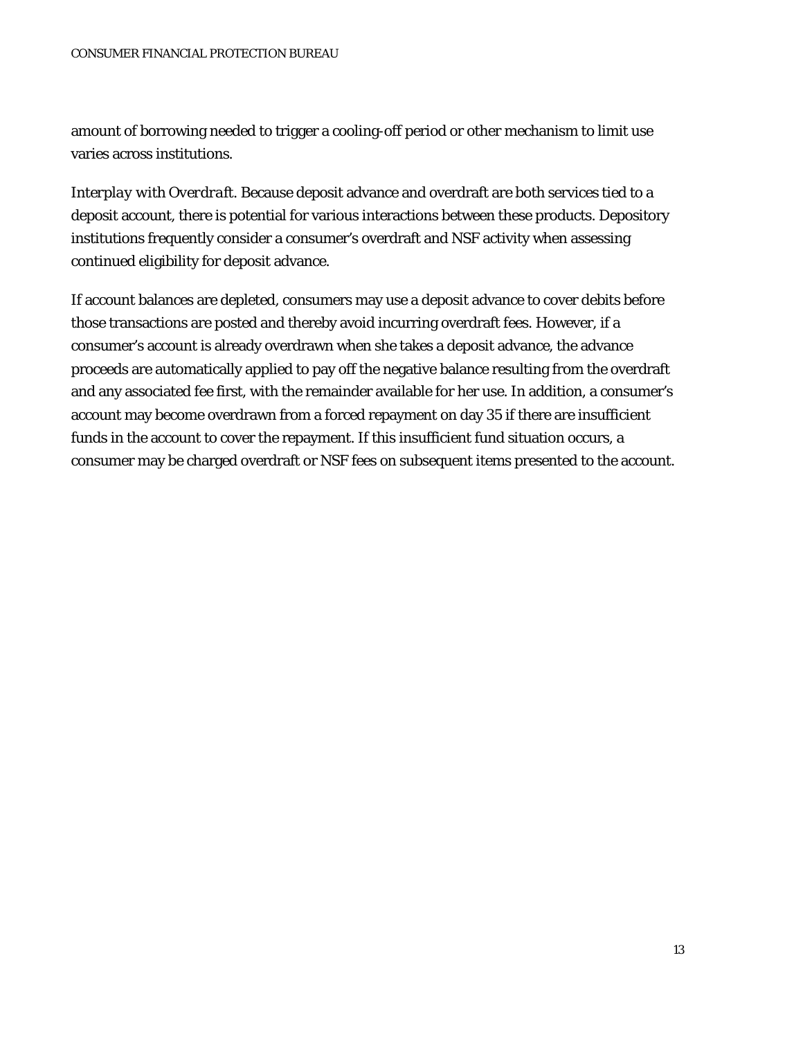amount of borrowing needed to trigger a cooling-off period or other mechanism to limit use varies across institutions.

*Interplay with Overdraft*. Because deposit advance and overdraft are both services tied to a deposit account, there is potential for various interactions between these products. Depository institutions frequently consider a consumer's overdraft and NSF activity when assessing continued eligibility for deposit advance.

If account balances are depleted, consumers may use a deposit advance to cover debits before those transactions are posted and thereby avoid incurring overdraft fees. However, if a consumer's account is already overdrawn when she takes a deposit advance, the advance proceeds are automatically applied to pay off the negative balance resulting from the overdraft and any associated fee first, with the remainder available for her use. In addition, a consumer's account may become overdrawn from a forced repayment on day 35 if there are insufficient funds in the account to cover the repayment. If this insufficient fund situation occurs, a consumer may be charged overdraft or NSF fees on subsequent items presented to the account.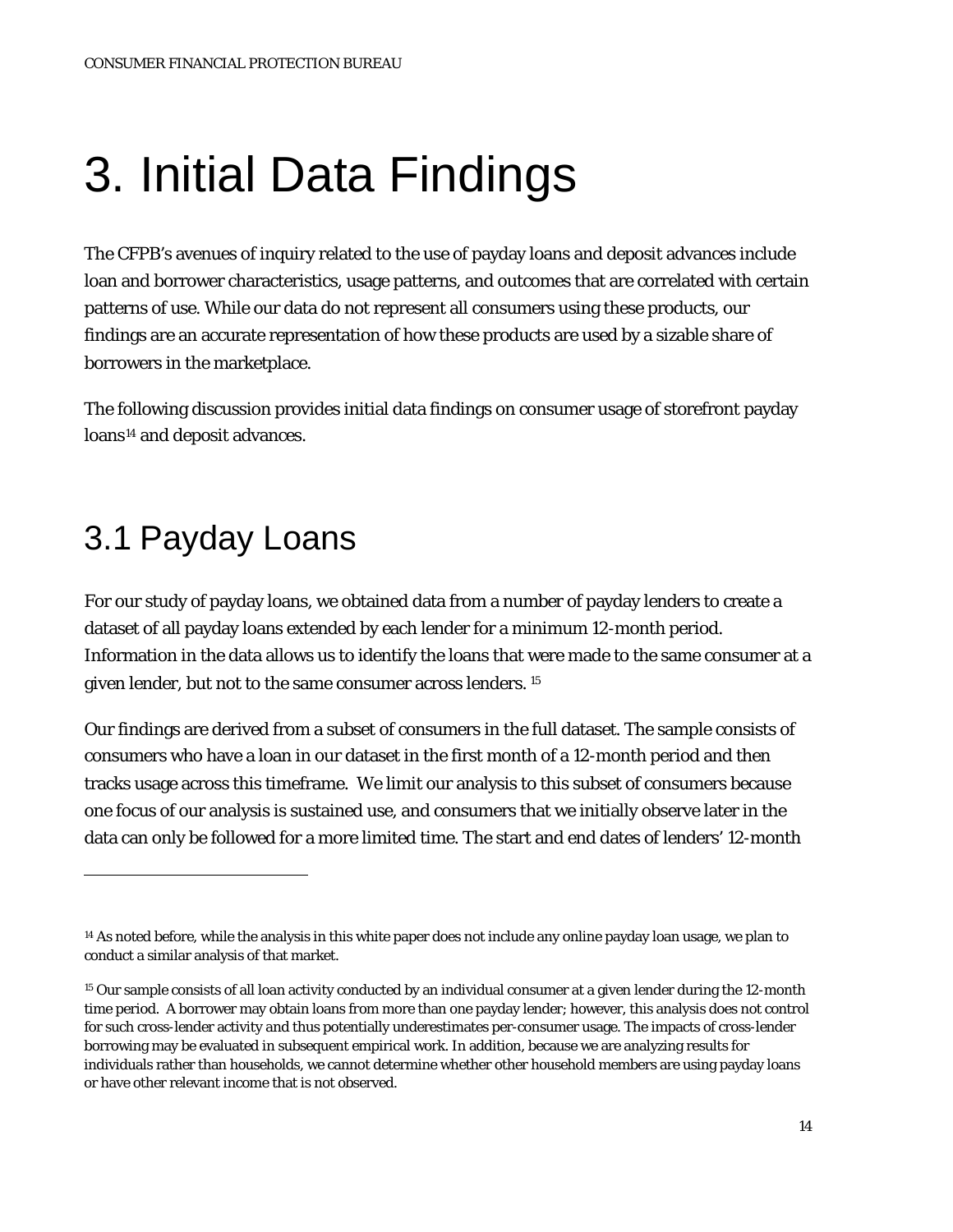# 3. Initial Data Findings

The CFPB's avenues of inquiry related to the use of payday loans and deposit advances include loan and borrower characteristics, usage patterns, and outcomes that are correlated with certain patterns of use. While our data do not represent all consumers using these products, our findings are an accurate representation of how these products are used by a sizable share of borrowers in the marketplace.

The following discussion provides initial data findings on consumer usage of storefront payday loans[14] and deposit advances.

## 3.1 Payday Loans

For our study of payday loans, we obtained data from a number of payday lenders to create a dataset of all payday loans extended by each lender for a minimum 12-month period. Information in the data allows us to identify the loans that were made to the same consumer at a given lender, but not to the same consumer across lenders. [15]

Our findings are derived from a subset of consumers in the full dataset. The sample consists of consumers who have a loan in our dataset in the first month of a 12-month period and then tracks usage across this timeframe. We limit our analysis to this subset of consumers because one focus of our analysis is sustained use, and consumers that we initially observe later in the data can only be followed for a more limited time. The start and end dates of lenders' 12-month

---

[14] As noted before, while the analysis in this white paper does not include any online payday loan usage, we plan to conduct a similar analysis of that market.

[15] Our sample consists of all loan activity conducted by an individual consumer at a given lender during the 12-month time period. A borrower may obtain loans from more than one payday lender; however, this analysis does not control for such cross-lender activity and thus potentially underestimates per-consumer usage. The impacts of cross-lender borrowing may be evaluated in subsequent empirical work. In addition, because we are analyzing results for individuals rather than households, we cannot determine whether other household members are using payday loans or have other relevant income that is not observed.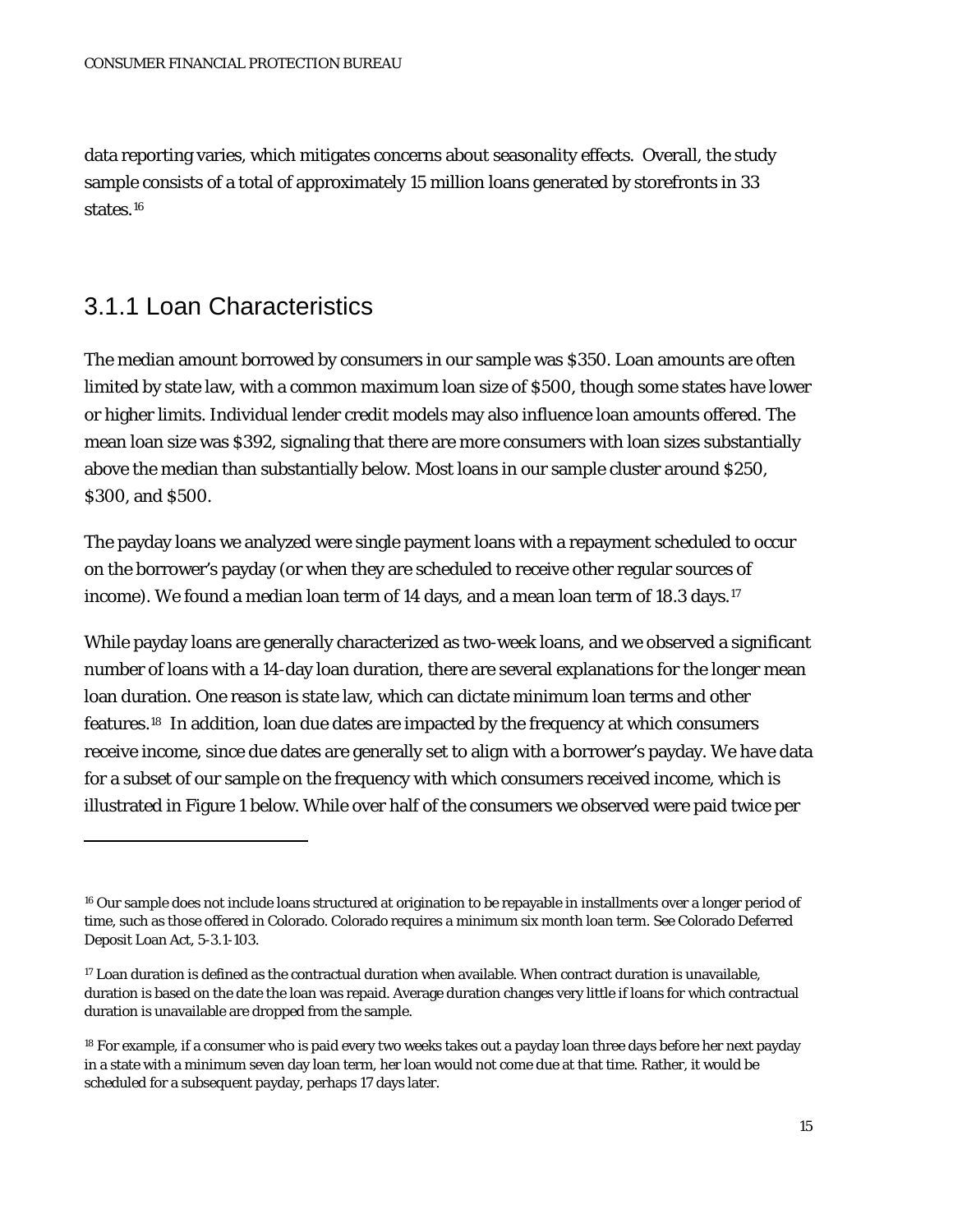data reporting varies, which mitigates concerns about seasonality effects. Overall, the study sample consists of a total of approximately 15 million loans generated by storefronts in 33 states.[16]

### 3.1.1 Loan Characteristics

The median amount borrowed by consumers in our sample was $350. Loan amounts are often limited by state law, with a common maximum loan size of $500, though some states have lower or higher limits. Individual lender credit models may also influence loan amounts offered. The mean loan size was $392, signaling that there are more consumers with loan sizes substantially above the median than substantially below. Most loans in our sample cluster around $250, $300, and $500.

The payday loans we analyzed were single payment loans with a repayment scheduled to occur on the borrower's payday (or when they are scheduled to receive other regular sources of income). We found a median loan term of 14 days, and a mean loan term of 18.3 days.[17]

While payday loans are generally characterized as two-week loans, and we observed a significant number of loans with a 14-day loan duration, there are several explanations for the longer mean loan duration. One reason is state law, which can dictate minimum loan terms and other features.[18] In addition, loan due dates are impacted by the frequency at which consumers receive income, since due dates are generally set to align with a borrower's payday. We have data for a subset of our sample on the frequency with which consumers received income, which is illustrated in Figure 1 below. While over half of the consumers we observed were paid twice per

---

[16] Our sample does not include loans structured at origination to be repayable in installments over a longer period of time, such as those offered in Colorado. Colorado requires a minimum six month loan term. See Colorado Deferred Deposit Loan Act, 5-3.1-103.

[17] Loan duration is defined as the contractual duration when available. When contract duration is unavailable, duration is based on the date the loan was repaid. Average duration changes very little if loans for which contractual duration is unavailable are dropped from the sample.

[18] For example, if a consumer who is paid every two weeks takes out a payday loan three days before her next payday in a state with a minimum seven day loan term, her loan would not come due at that time. Rather, it would be scheduled for a subsequent payday, perhaps 17 days later.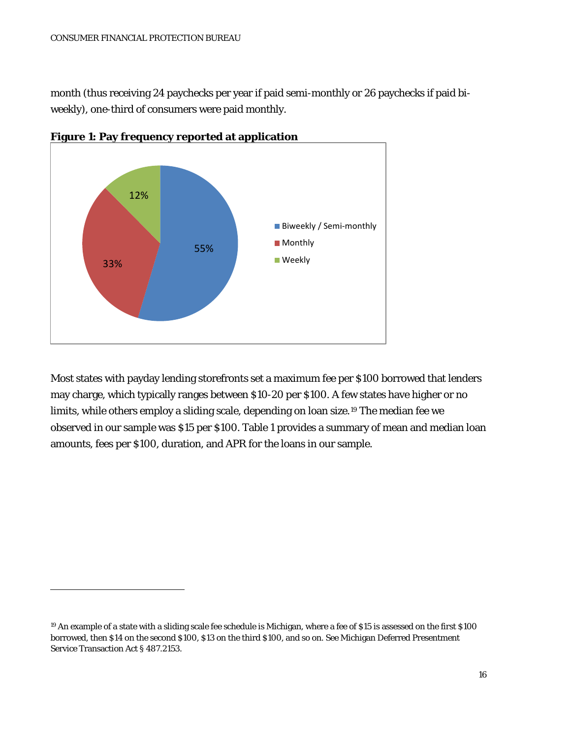month (thus receiving 24 paychecks per year if paid semi-monthly or 26 paychecks if paid bi-weekly), one-third of consumers were paid monthly.

**Figure 1: Pay frequency reported at application**

Most states with payday lending storefronts set a maximum fee per $100 borrowed that lenders may charge, which typically ranges between $10-20 per $100. A few states have higher or no limits, while others employ a sliding scale, depending on loan size.[19] The median fee we observed in our sample was $15 per $100. Table 1 provides a summary of mean and median loan amounts, fees per $100, duration, and APR for the loans in our sample.

[19] An example of a state with a sliding scale fee schedule is Michigan, where a fee of $15 is assessed on the first $100 borrowed, then $14 on the second $100, $13 on the third $100, and so on. See Michigan Deferred Presentment Service Transaction Act § 487.2153.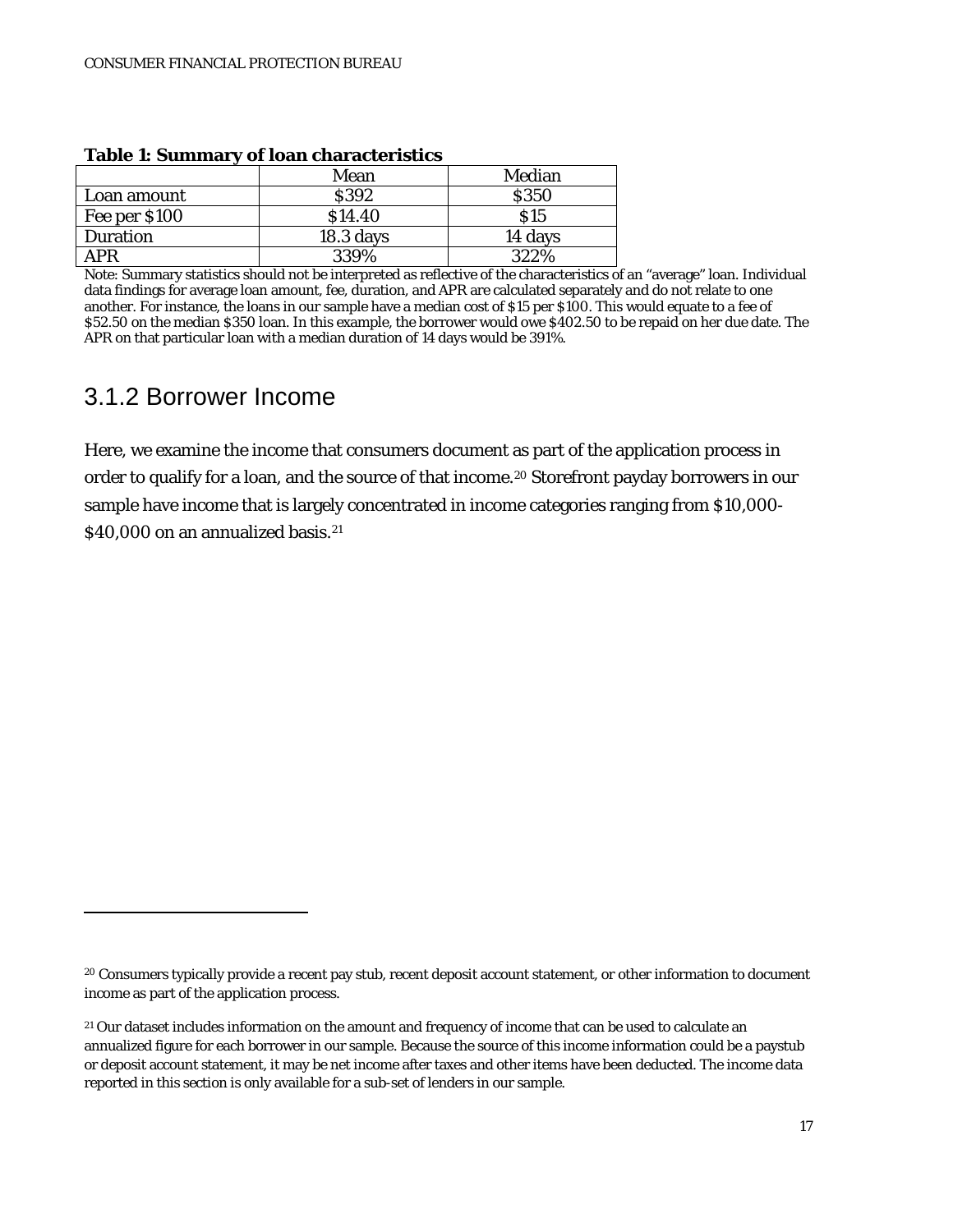**Table 1: Summary of loan characteristics**

| | Mean | Median |
|---|---|---|
| Loan amount | $392 | $350 |
| Fee per $100 | $14.40 | $15 |
| Duration | 18.3 days | 14 days |
| APR | 339% | 322% |

Note: Summary statistics should not be interpreted as reflective of the characteristics of an "average" loan. Individual data findings for average loan amount, fee, duration, and APR are calculated separately and do not relate to one another. For instance, the loans in our sample have a median cost of $15 per $100. This would equate to a fee of $52.50 on the median $350 loan. In this example, the borrower would owe $402.50 to be repaid on her due date. The APR on that particular loan with a median duration of 14 days would be 391%.

## 3.1.2 Borrower Income

Here, we examine the income that consumers document as part of the application process in order to qualify for a loan, and the source of that income.[20] Storefront payday borrowers in our sample have income that is largely concentrated in income categories ranging from $10,000-$40,000 on an annualized basis.[21]

---

[20] Consumers typically provide a recent pay stub, recent deposit account statement, or other information to document income as part of the application process.

[21] Our dataset includes information on the amount and frequency of income that can be used to calculate an annualized figure for each borrower in our sample. Because the source of this income information could be a paystub or deposit account statement, it may be net income after taxes and other items have been deducted. The income data reported in this section is only available for a sub-set of lenders in our sample.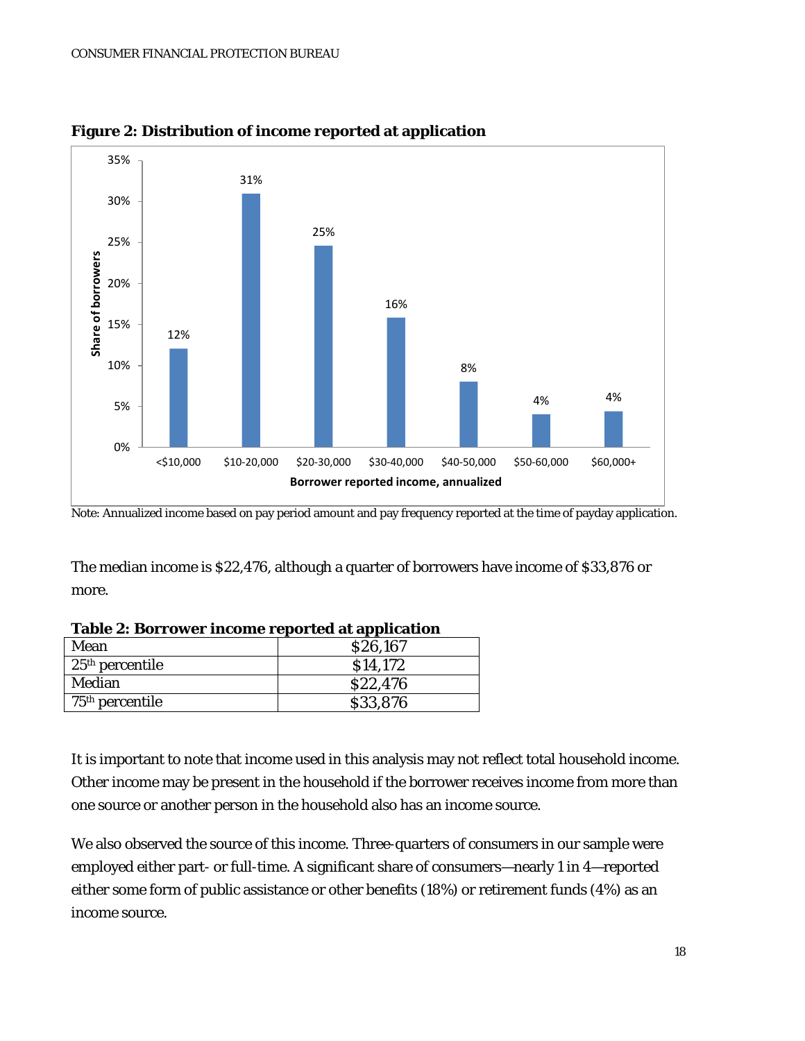**Figure 2: Distribution of income reported at application**

Note: Annualized income based on pay period amount and pay frequency reported at the time of payday application.

The median income is $22,476, although a quarter of borrowers have income of $33,876 or more.

**Table 2: Borrower income reported at application**

| | |
|---|---|
| Mean | $26,167 |
| 25th percentile | $14,172 |
| Median | $22,476 |
| 75th percentile | $33,876 |

It is important to note that income used in this analysis may not reflect total household income. Other income may be present in the household if the borrower receives income from more than one source or another person in the household also has an income source.

We also observed the source of this income. Three-quarters of consumers in our sample were employed either part- or full-time. A significant share of consumers—nearly 1 in 4—reported either some form of public assistance or other benefits (18%) or retirement funds (4%) as an income source.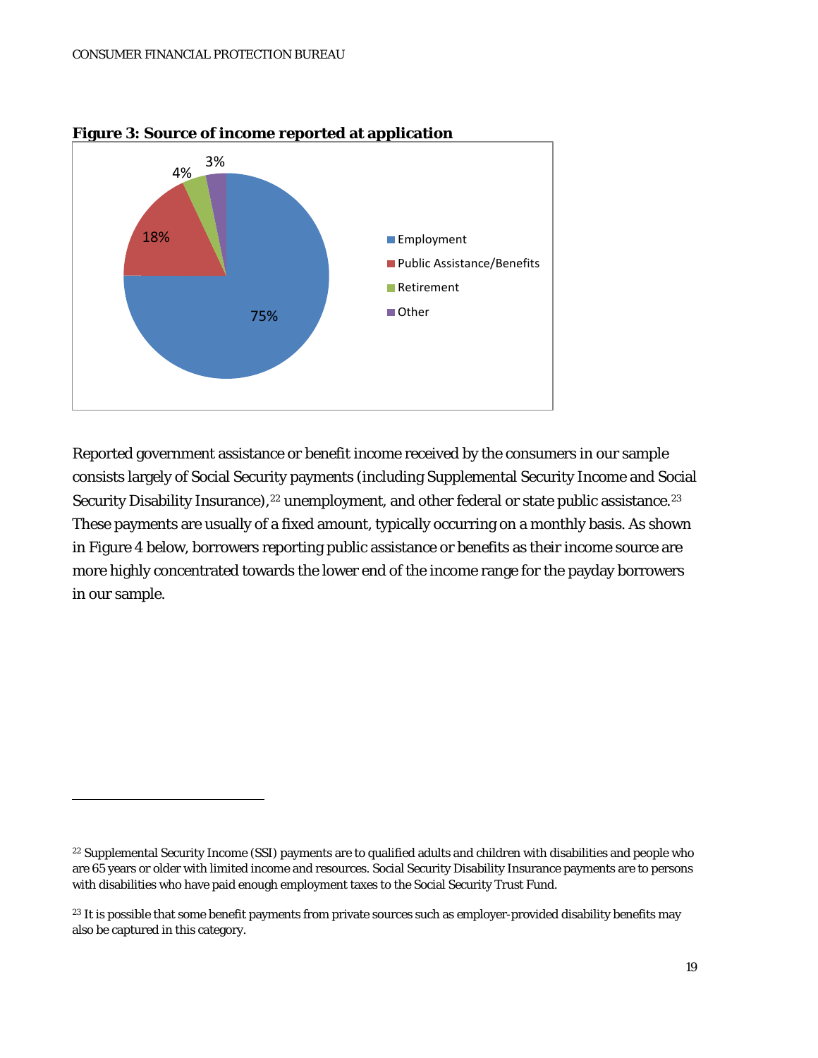**Figure 3: Source of income reported at application**

Reported government assistance or benefit income received by the consumers in our sample consists largely of Social Security payments (including Supplemental Security Income and Social Security Disability Insurance),[22] unemployment, and other federal or state public assistance.[23] These payments are usually of a fixed amount, typically occurring on a monthly basis. As shown in Figure 4 below, borrowers reporting public assistance or benefits as their income source are more highly concentrated towards the lower end of the income range for the payday borrowers in our sample.

---

[22] Supplemental Security Income (SSI) payments are to qualified adults and children with disabilities and people who are 65 years or older with limited income and resources. Social Security Disability Insurance payments are to persons with disabilities who have paid enough employment taxes to the Social Security Trust Fund.

[23] It is possible that some benefit payments from private sources such as employer-provided disability benefits may also be captured in this category.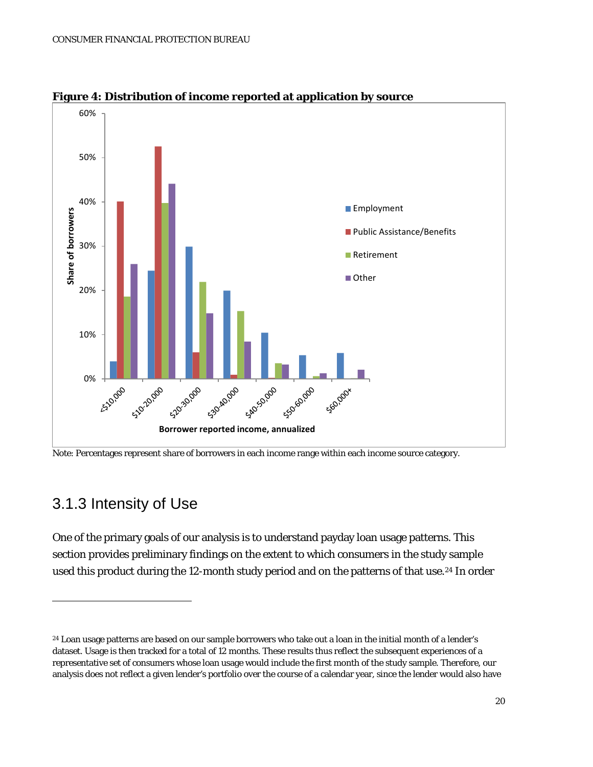**Figure 4: Distribution of income reported at application by source**

Note: Percentages represent share of borrowers in each income range within each income source category.

## 3.1.3 Intensity of Use

One of the primary goals of our analysis is to understand payday loan usage patterns. This section provides preliminary findings on the extent to which consumers in the study sample used this product during the 12-month study period and on the patterns of that use.[24] In order

---

[24] Loan usage patterns are based on our sample borrowers who take out a loan in the initial month of a lender's dataset. Usage is then tracked for a total of 12 months. These results thus reflect the subsequent experiences of a representative set of consumers whose loan usage would include the first month of the study sample. Therefore, our analysis does not reflect a given lender's portfolio over the course of a calendar year, since the lender would also have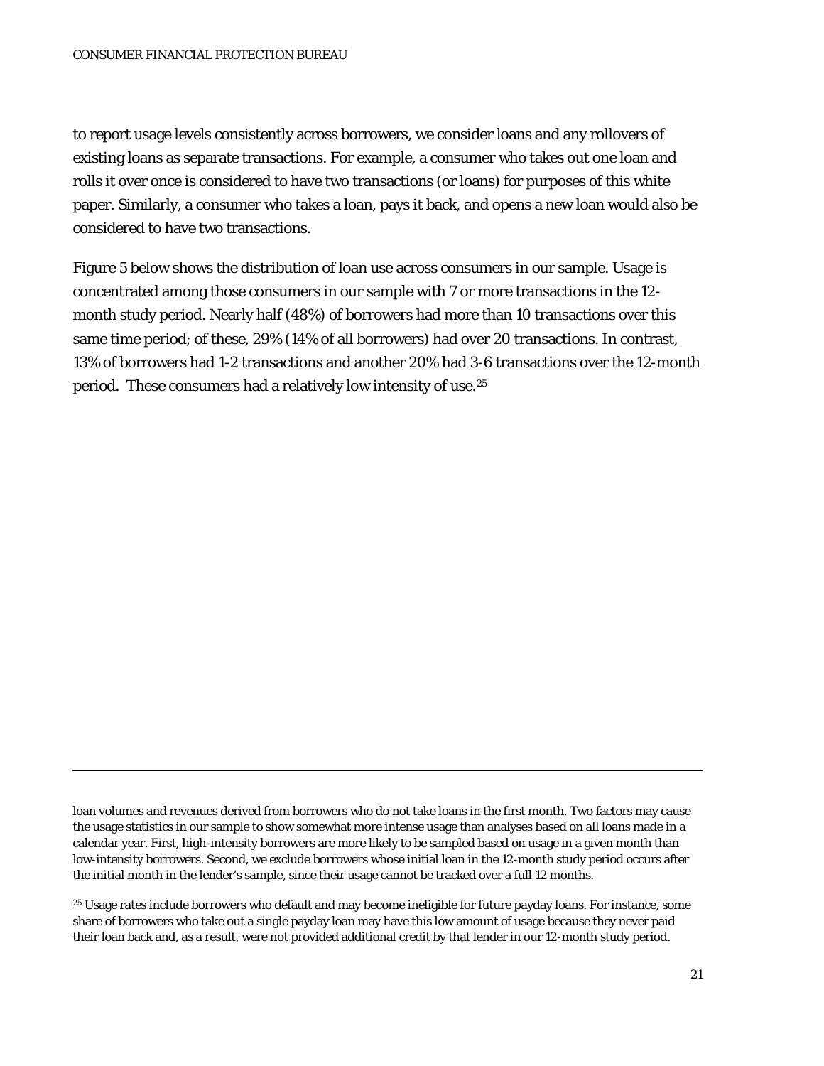to report usage levels consistently across borrowers, we consider loans and any rollovers of existing loans as separate transactions. For example, a consumer who takes out one loan and rolls it over once is considered to have two transactions (or loans) for purposes of this white paper. Similarly, a consumer who takes a loan, pays it back, and opens a new loan would also be considered to have two transactions.

Figure 5 below shows the distribution of loan use across consumers in our sample. Usage is concentrated among those consumers in our sample with 7 or more transactions in the 12-month study period. Nearly half (48%) of borrowers had more than 10 transactions over this same time period; of these, 29% (14% of all borrowers) had over 20 transactions. In contrast, 13% of borrowers had 1-2 transactions and another 20% had 3-6 transactions over the 12-month period. These consumers had a relatively low intensity of use.[25]

---

loan volumes and revenues derived from borrowers who do not take loans in the first month. Two factors may cause the usage statistics in our sample to show somewhat more intense usage than analyses based on all loans made in a calendar year. First, high-intensity borrowers are more likely to be sampled based on usage in a given month than low-intensity borrowers. Second, we exclude borrowers whose initial loan in the 12-month study period occurs after the initial month in the lender's sample, since their usage cannot be tracked over a full 12 months.

[25] Usage rates include borrowers who default and may become ineligible for future payday loans. For instance, some share of borrowers who take out a single payday loan may have this low amount of usage because they never paid their loan back and, as a result, were not provided additional credit by that lender in our 12-month study period.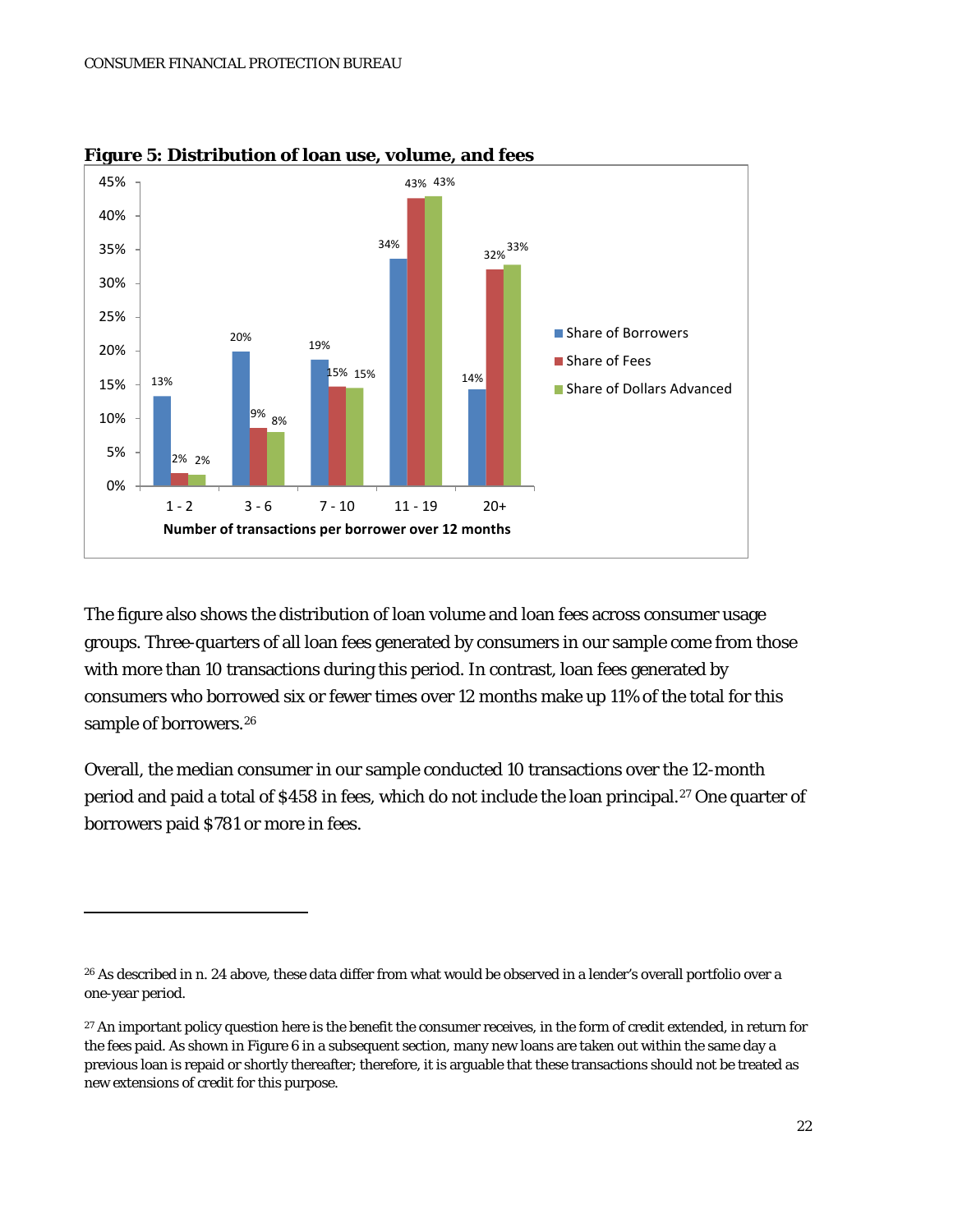**Figure 5: Distribution of loan use, volume, and fees**

| Number of transactions per borrower over 12 months | Share of Borrowers | Share of Fees | Share of Dollars Advanced |
|---|---|---|---|
| 1 - 2 | 13% | 2% | 2% |
| 3 - 6 | 20% | 9% | 8% |
| 7 - 10 | 19% | 15% | 15% |
| 11 - 19 | 34% | 43% | 43% |
| 20+ | 14% | 32% | 33% |

The figure also shows the distribution of loan volume and loan fees across consumer usage groups. Three-quarters of all loan fees generated by consumers in our sample come from those with more than 10 transactions during this period. In contrast, loan fees generated by consumers who borrowed six or fewer times over 12 months make up 11% of the total for this sample of borrowers.[26]

Overall, the median consumer in our sample conducted 10 transactions over the 12-month period and paid a total of $458 in fees, which do not include the loan principal.[27] One quarter of borrowers paid $781 or more in fees.

---

[26] As described in n. 24 above, these data differ from what would be observed in a lender's overall portfolio over a one-year period.

[27] An important policy question here is the benefit the consumer receives, in the form of credit extended, in return for the fees paid. As shown in Figure 6 in a subsequent section, many new loans are taken out within the same day a previous loan is repaid or shortly thereafter; therefore, it is arguable that these transactions should not be treated as new extensions of credit for this purpose.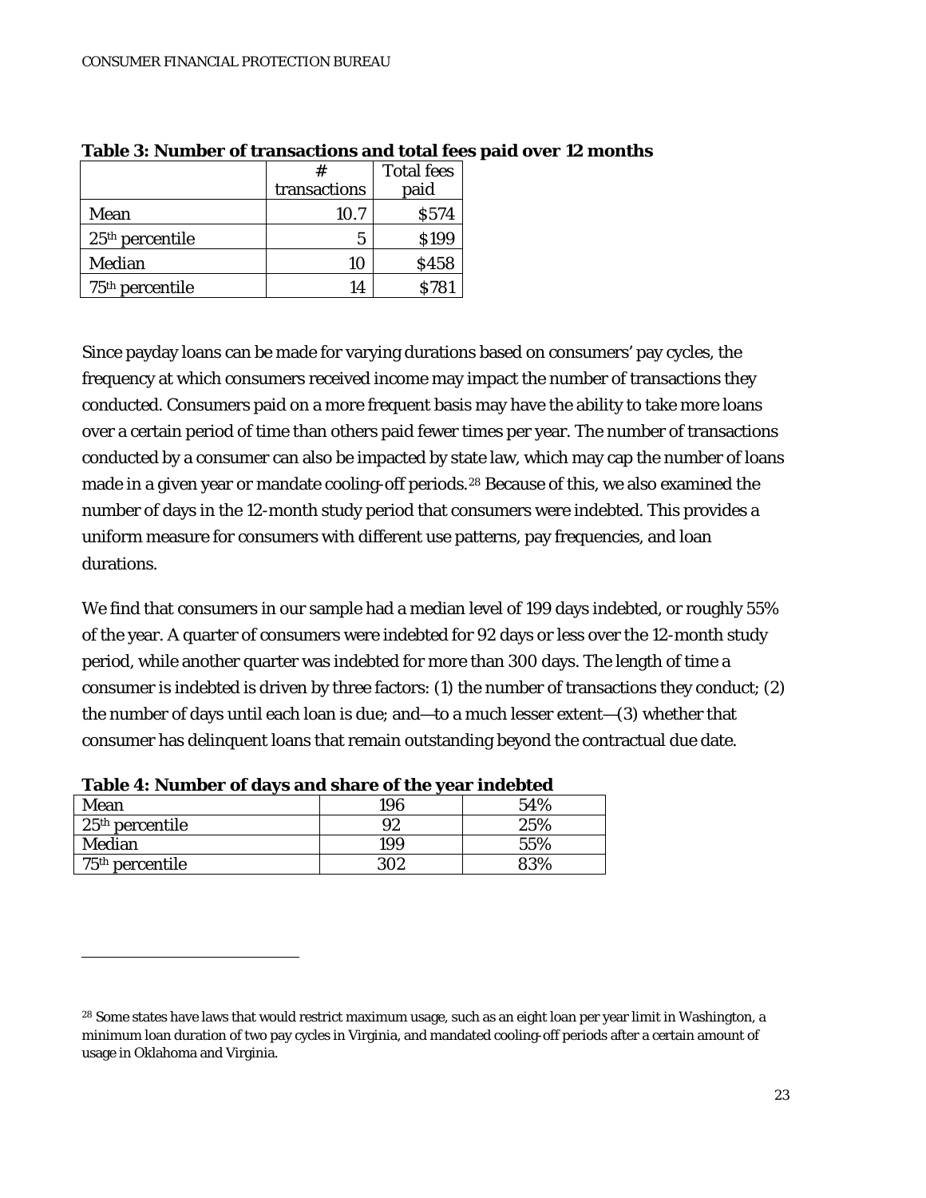**Table 3: Number of transactions and total fees paid over 12 months**

| | # transactions | Total fees paid |
|---|---|---|
| Mean | 10.7 | $574 |
| 25th percentile | 5 | $199 |
| Median | 10 | $458 |
| 75th percentile | 14 | $781 |

Since payday loans can be made for varying durations based on consumers' pay cycles, the frequency at which consumers received income may impact the number of transactions they conducted. Consumers paid on a more frequent basis may have the ability to take more loans over a certain period of time than others paid fewer times per year. The number of transactions conducted by a consumer can also be impacted by state law, which may cap the number of loans made in a given year or mandate cooling-off periods.[28] Because of this, we also examined the number of days in the 12-month study period that consumers were indebted. This provides a uniform measure for consumers with different use patterns, pay frequencies, and loan durations.

We find that consumers in our sample had a median level of 199 days indebted, or roughly 55% of the year. A quarter of consumers were indebted for 92 days or less over the 12-month study period, while another quarter was indebted for more than 300 days. The length of time a consumer is indebted is driven by three factors: (1) the number of transactions they conduct; (2) the number of days until each loan is due; and—to a much lesser extent—(3) whether that consumer has delinquent loans that remain outstanding beyond the contractual due date.

**Table 4: Number of days and share of the year indebted**

| | | |
|---|---|---|
| Mean | 196 | 54% |
| 25th percentile | 92 | 25% |
| Median | 199 | 55% |
| 75th percentile | 302 | 83% |

[28] Some states have laws that would restrict maximum usage, such as an eight loan per year limit in Washington, a minimum loan duration of two pay cycles in Virginia, and mandated cooling-off periods after a certain amount of usage in Oklahoma and Virginia.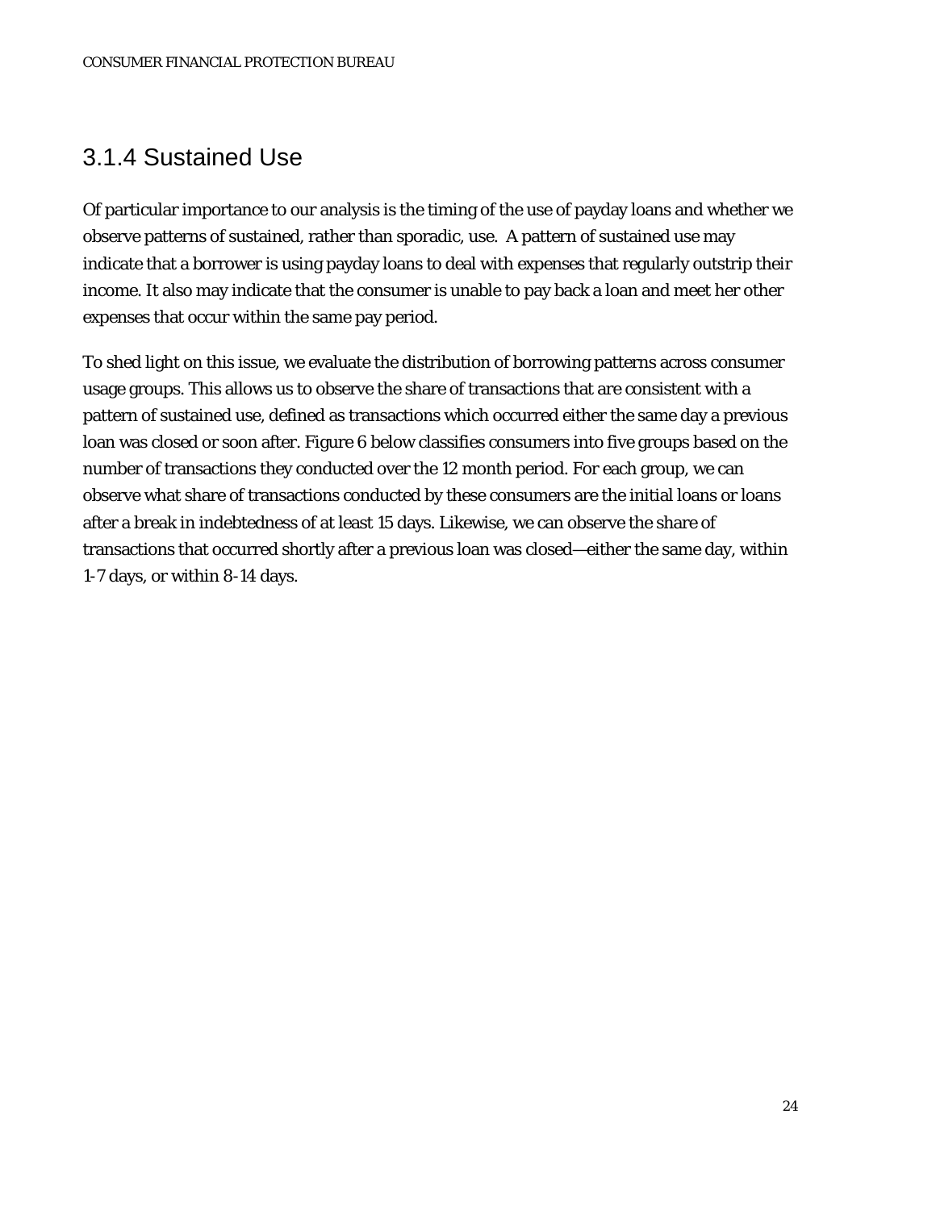### 3.1.4 Sustained Use

Of particular importance to our analysis is the timing of the use of payday loans and whether we observe patterns of sustained, rather than sporadic, use. A pattern of sustained use may indicate that a borrower is using payday loans to deal with expenses that regularly outstrip their income. It also may indicate that the consumer is unable to pay back a loan and meet her other expenses that occur within the same pay period.

To shed light on this issue, we evaluate the distribution of borrowing patterns across consumer usage groups. This allows us to observe the share of transactions that are consistent with a pattern of sustained use, defined as transactions which occurred either the same day a previous loan was closed or soon after. Figure 6 below classifies consumers into five groups based on the number of transactions they conducted over the 12 month period. For each group, we can observe what share of transactions conducted by these consumers are the initial loans or loans after a break in indebtedness of at least 15 days. Likewise, we can observe the share of transactions that occurred shortly after a previous loan was closed—either the same day, within 1-7 days, or within 8-14 days.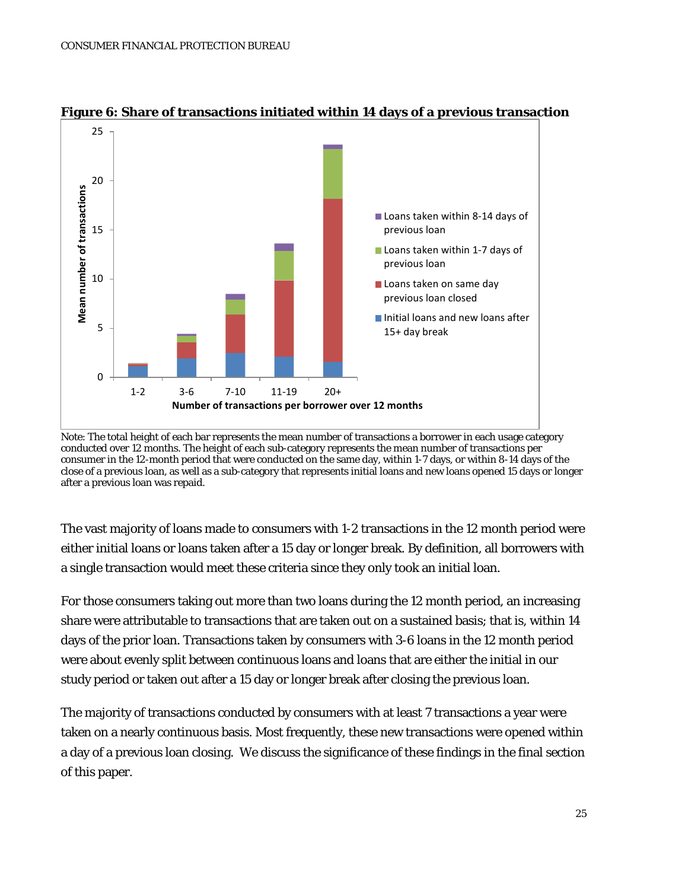**Figure 6: Share of transactions initiated within 14 days of a previous transaction**

Note: The total height of each bar represents the mean number of transactions a borrower in each usage category conducted over 12 months. The height of each sub-category represents the mean number of transactions per consumer in the 12-month period that were conducted on the same day, within 1-7 days, or within 8-14 days of the close of a previous loan, as well as a sub-category that represents initial loans and new loans opened 15 days or longer after a previous loan was repaid.

The vast majority of loans made to consumers with 1-2 transactions in the 12 month period were either initial loans or loans taken after a 15 day or longer break. By definition, all borrowers with a single transaction would meet these criteria since they only took an initial loan.

For those consumers taking out more than two loans during the 12 month period, an increasing share were attributable to transactions that are taken out on a sustained basis; that is, within 14 days of the prior loan. Transactions taken by consumers with 3-6 loans in the 12 month period were about evenly split between continuous loans and loans that are either the initial in our study period or taken out after a 15 day or longer break after closing the previous loan.

The majority of transactions conducted by consumers with at least 7 transactions a year were taken on a nearly continuous basis. Most frequently, these new transactions were opened within a day of a previous loan closing. We discuss the significance of these findings in the final section of this paper.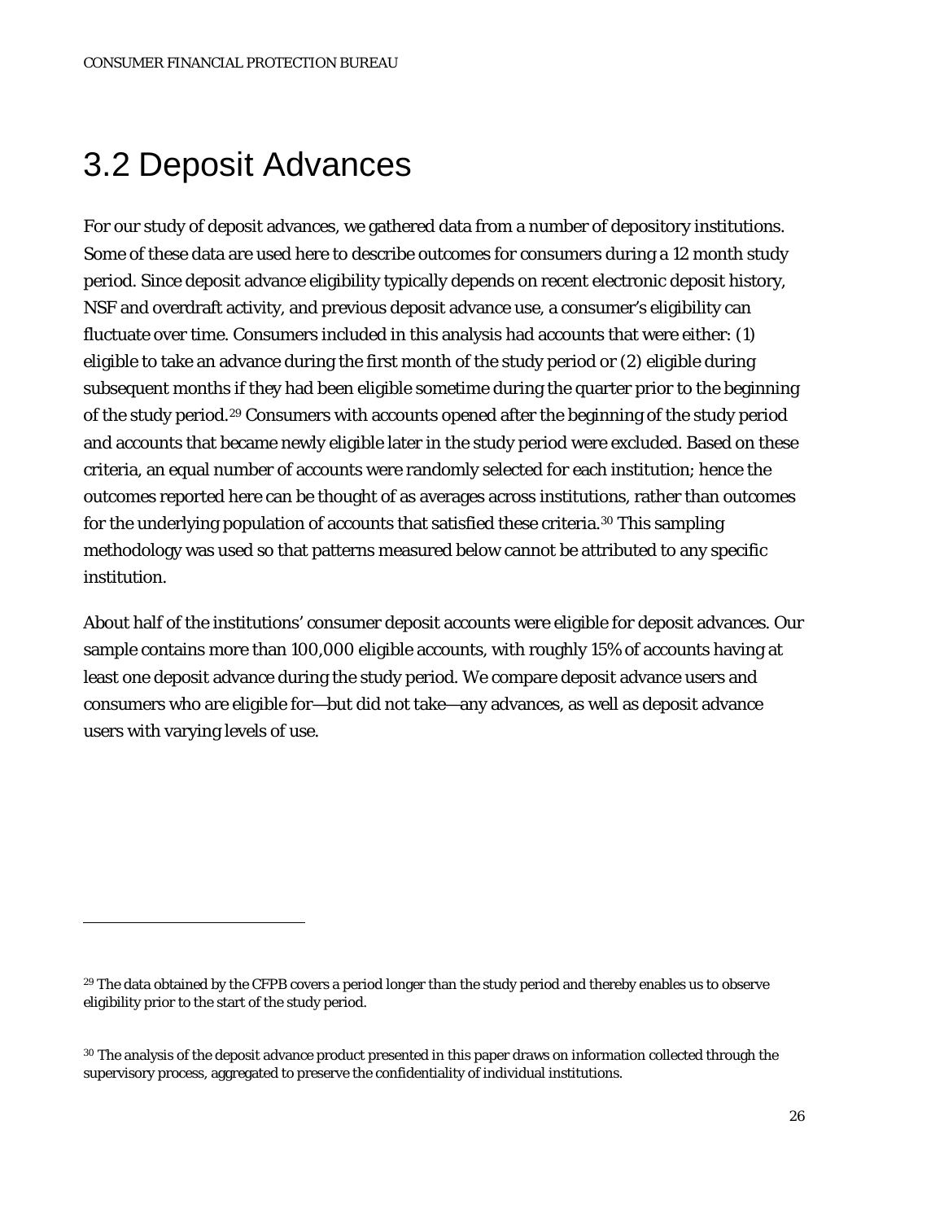## 3.2 Deposit Advances

For our study of deposit advances, we gathered data from a number of depository institutions. Some of these data are used here to describe outcomes for consumers during a 12 month study period. Since deposit advance eligibility typically depends on recent electronic deposit history, NSF and overdraft activity, and previous deposit advance use, a consumer's eligibility can fluctuate over time. Consumers included in this analysis had accounts that were either: (1) eligible to take an advance during the first month of the study period or (2) eligible during subsequent months if they had been eligible sometime during the quarter prior to the beginning of the study period.[29] Consumers with accounts opened after the beginning of the study period and accounts that became newly eligible later in the study period were excluded. Based on these criteria, an equal number of accounts were randomly selected for each institution; hence the outcomes reported here can be thought of as averages across institutions, rather than outcomes for the underlying population of accounts that satisfied these criteria.[30] This sampling methodology was used so that patterns measured below cannot be attributed to any specific institution.

About half of the institutions' consumer deposit accounts were eligible for deposit advances. Our sample contains more than 100,000 eligible accounts, with roughly 15% of accounts having at least one deposit advance during the study period. We compare deposit advance users and consumers who are eligible for—but did not take—any advances, as well as deposit advance users with varying levels of use.

---

[29] The data obtained by the CFPB covers a period longer than the study period and thereby enables us to observe eligibility prior to the start of the study period.

[30] The analysis of the deposit advance product presented in this paper draws on information collected through the supervisory process, aggregated to preserve the confidentiality of individual institutions.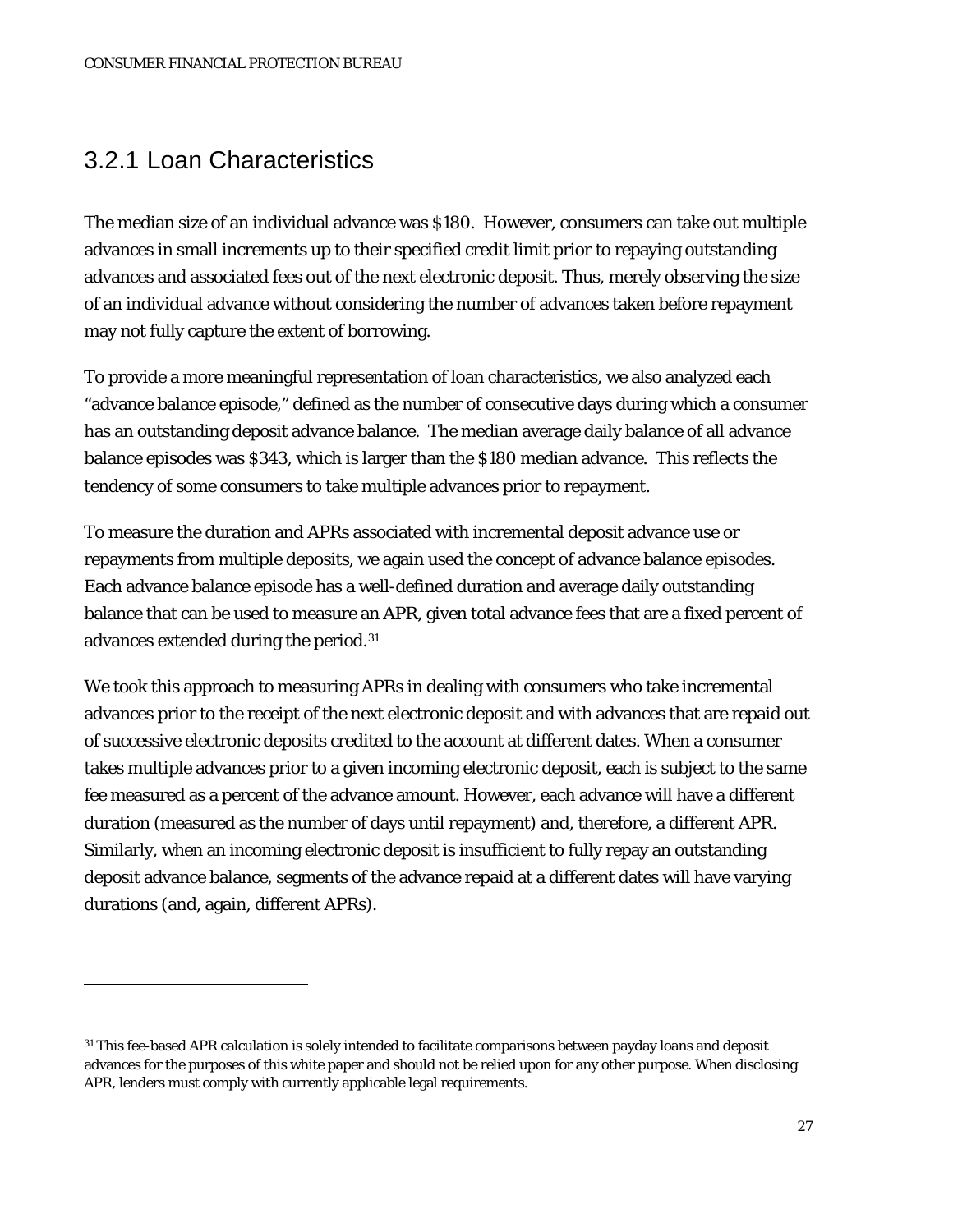### 3.2.1 Loan Characteristics

The median size of an individual advance was $180. However, consumers can take out multiple advances in small increments up to their specified credit limit prior to repaying outstanding advances and associated fees out of the next electronic deposit. Thus, merely observing the size of an individual advance without considering the number of advances taken before repayment may not fully capture the extent of borrowing.

To provide a more meaningful representation of loan characteristics, we also analyzed each "advance balance episode," defined as the number of consecutive days during which a consumer has an outstanding deposit advance balance. The median average daily balance of all advance balance episodes was $343, which is larger than the $180 median advance. This reflects the tendency of some consumers to take multiple advances prior to repayment.

To measure the duration and APRs associated with incremental deposit advance use or repayments from multiple deposits, we again used the concept of advance balance episodes. Each advance balance episode has a well-defined duration and average daily outstanding balance that can be used to measure an APR, given total advance fees that are a fixed percent of advances extended during the period.[31]

We took this approach to measuring APRs in dealing with consumers who take incremental advances prior to the receipt of the next electronic deposit and with advances that are repaid out of successive electronic deposits credited to the account at different dates. When a consumer takes multiple advances prior to a given incoming electronic deposit, each is subject to the same fee measured as a percent of the advance amount. However, each advance will have a different duration (measured as the number of days until repayment) and, therefore, a different APR. Similarly, when an incoming electronic deposit is insufficient to fully repay an outstanding deposit advance balance, segments of the advance repaid at a different dates will have varying durations (and, again, different APRs).

---

[31] This fee-based APR calculation is solely intended to facilitate comparisons between payday loans and deposit advances for the purposes of this white paper and should not be relied upon for any other purpose. When disclosing APR, lenders must comply with currently applicable legal requirements.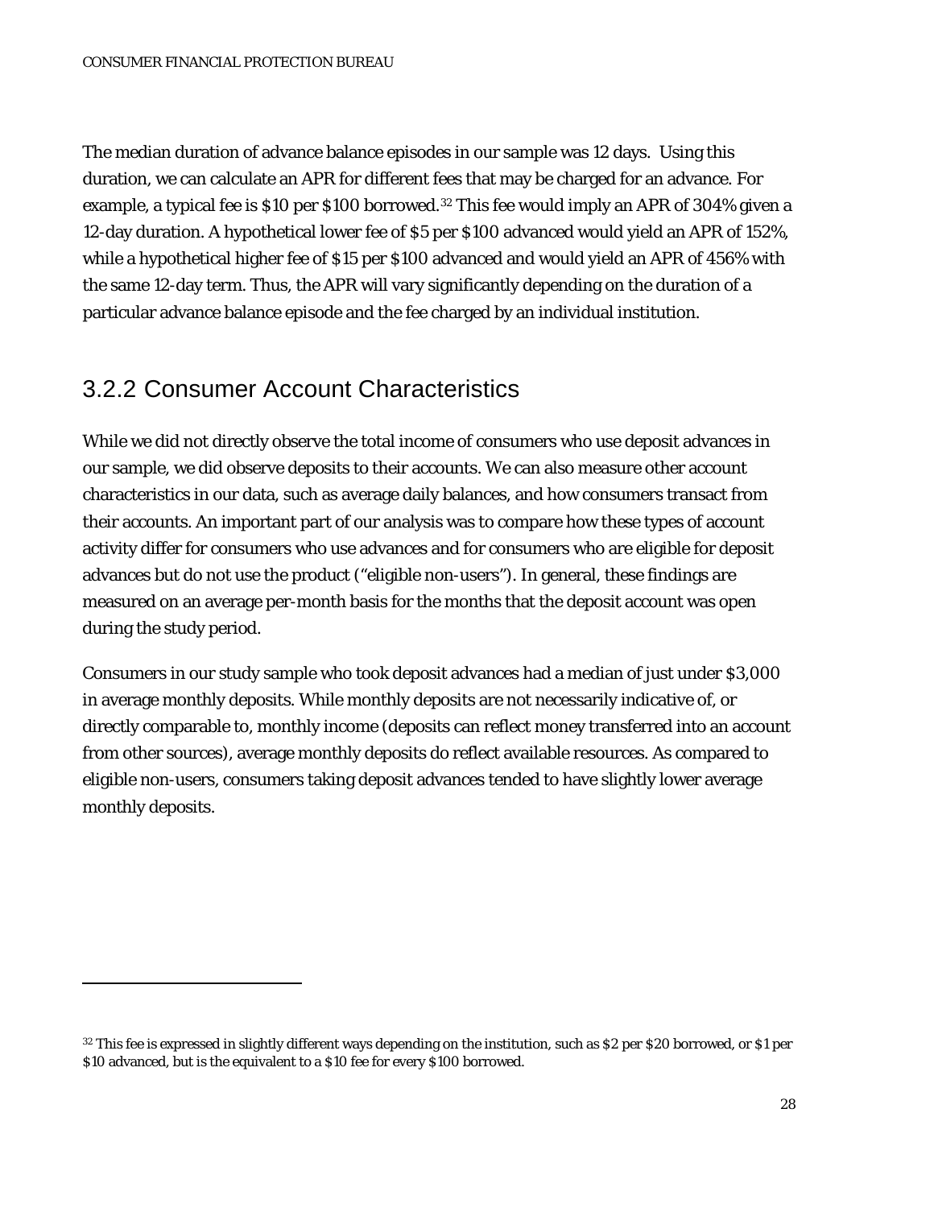The median duration of advance balance episodes in our sample was 12 days. Using this duration, we can calculate an APR for different fees that may be charged for an advance. For example, a typical fee is $10 per $100 borrowed.[32] This fee would imply an APR of 304% given a 12-day duration. A hypothetical lower fee of $5 per $100 advanced would yield an APR of 152%, while a hypothetical higher fee of $15 per $100 advanced and would yield an APR of 456% with the same 12-day term. Thus, the APR will vary significantly depending on the duration of a particular advance balance episode and the fee charged by an individual institution.

### 3.2.2 Consumer Account Characteristics

While we did not directly observe the total income of consumers who use deposit advances in our sample, we did observe deposits to their accounts. We can also measure other account characteristics in our data, such as average daily balances, and how consumers transact from their accounts. An important part of our analysis was to compare how these types of account activity differ for consumers who use advances and for consumers who are eligible for deposit advances but do not use the product ("eligible non-users"). In general, these findings are measured on an average per-month basis for the months that the deposit account was open during the study period.

Consumers in our study sample who took deposit advances had a median of just under $3,000 in average monthly deposits. While monthly deposits are not necessarily indicative of, or directly comparable to, monthly income (deposits can reflect money transferred into an account from other sources), average monthly deposits do reflect available resources. As compared to eligible non-users, consumers taking deposit advances tended to have slightly lower average monthly deposits.

---

[32] This fee is expressed in slightly different ways depending on the institution, such as $2 per $20 borrowed, or $1 per $10 advanced, but is the equivalent to a $10 fee for every $100 borrowed.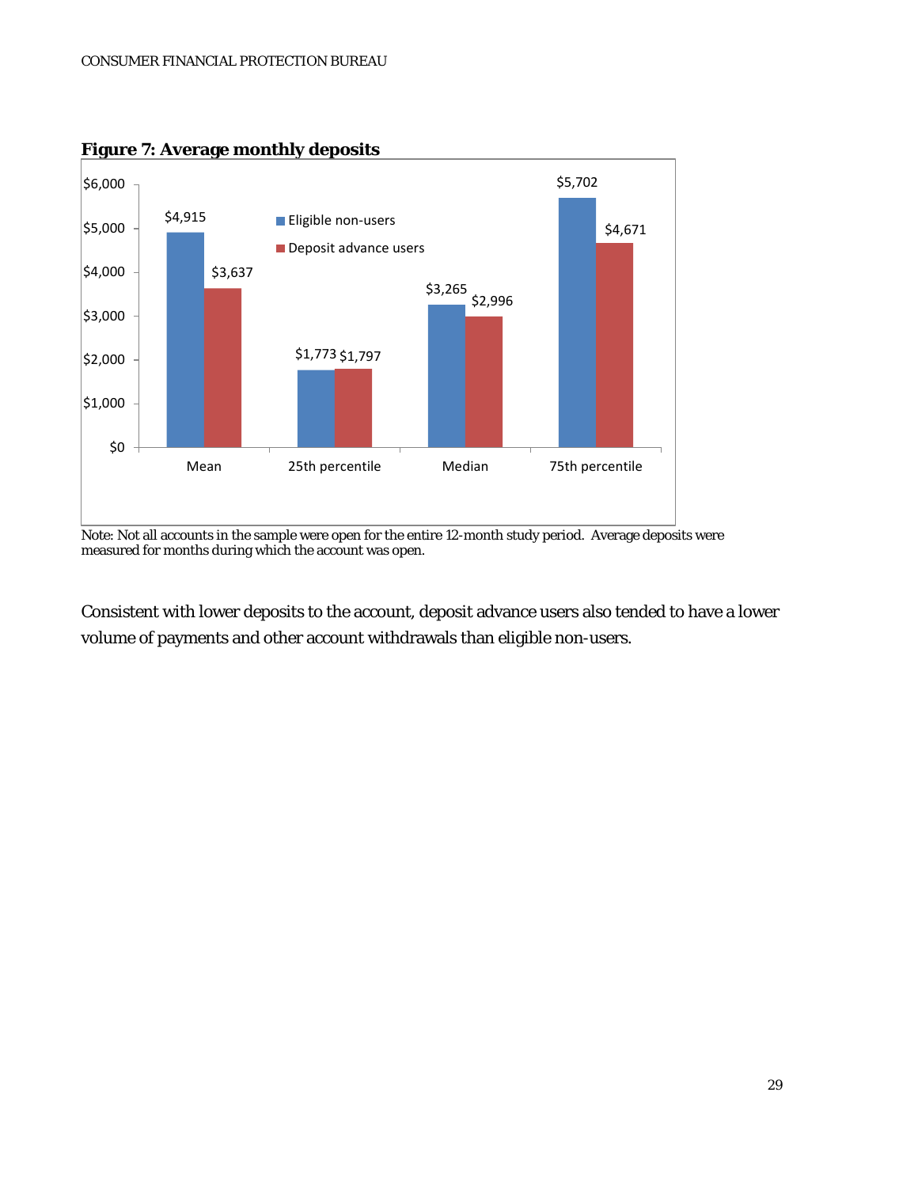**Figure 7: Average monthly deposits**

| | Eligible non-users | Deposit advance users |
|---|---|---|
| Mean | $4,915 | $3,637 |
| 25th percentile | $1,773 | $1,797 |
| Median | $3,265 | $2,996 |
| 75th percentile | $5,702 | $4,671 |

Note: Not all accounts in the sample were open for the entire 12-month study period. Average deposits were measured for months during which the account was open.

Consistent with lower deposits to the account, deposit advance users also tended to have a lower volume of payments and other account withdrawals than eligible non-users.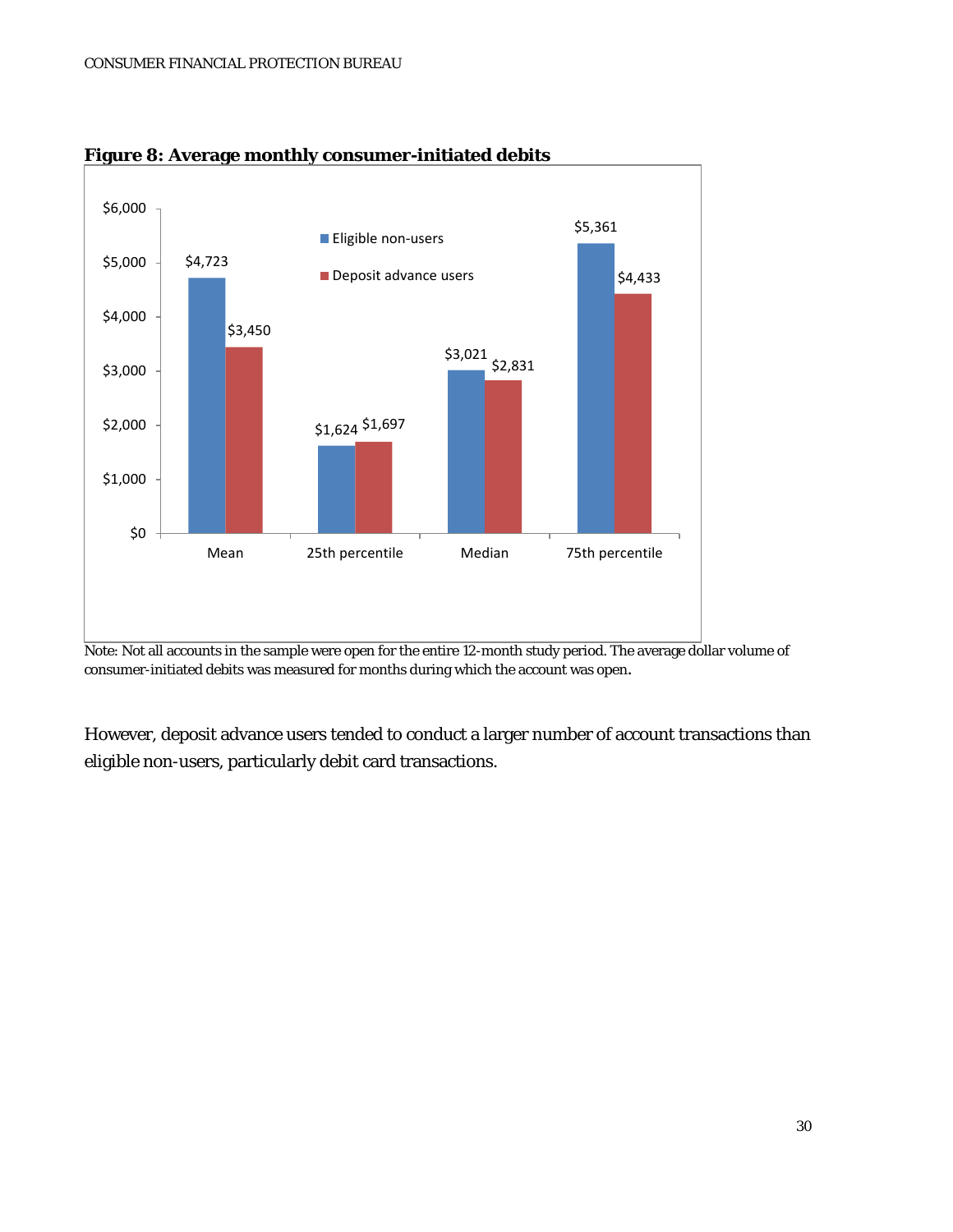**Figure 8: Average monthly consumer-initiated debits**

| | Eligible non-users | Deposit advance users |
|---|---|---|
| Mean | $4,723 | $3,450 |
| 25th percentile | $1,624 | $1,697 |
| Median | $3,021 | $2,831 |
| 75th percentile | $5,361 | $4,433 |

Note: Not all accounts in the sample were open for the entire 12-month study period. The average dollar volume of consumer-initiated debits was measured for months during which the account was open.

However, deposit advance users tended to conduct a larger number of account transactions than eligible non-users, particularly debit card transactions.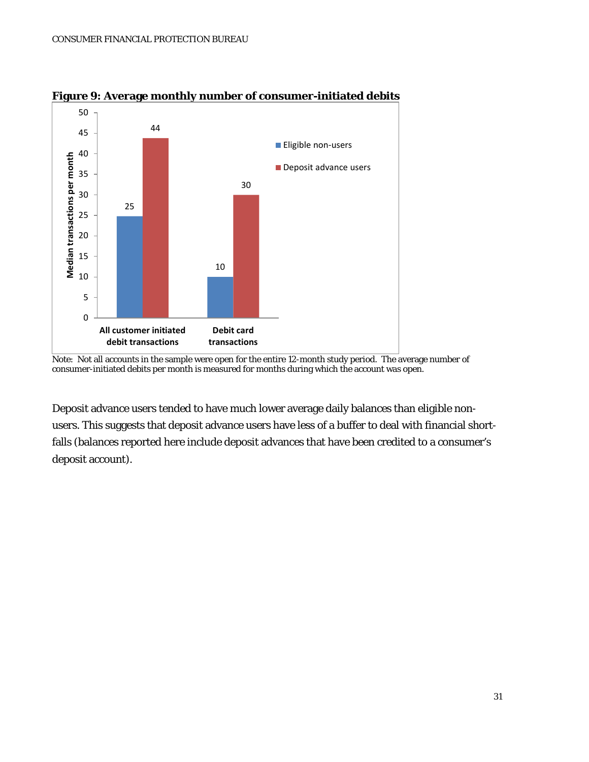**Figure 9: Average monthly number of consumer-initiated debits**

| | Eligible non-users | Deposit advance users |
|---|---|---|
| All customer initiated debit transactions | 25 | 44 |
| Debit card transactions | 10 | 30 |

Median transactions per month

Note: Not all accounts in the sample were open for the entire 12-month study period. The average number of consumer-initiated debits per month is measured for months during which the account was open.

Deposit advance users tended to have much lower average daily balances than eligible non-users. This suggests that deposit advance users have less of a buffer to deal with financial short-falls (balances reported here include deposit advances that have been credited to a consumer's deposit account).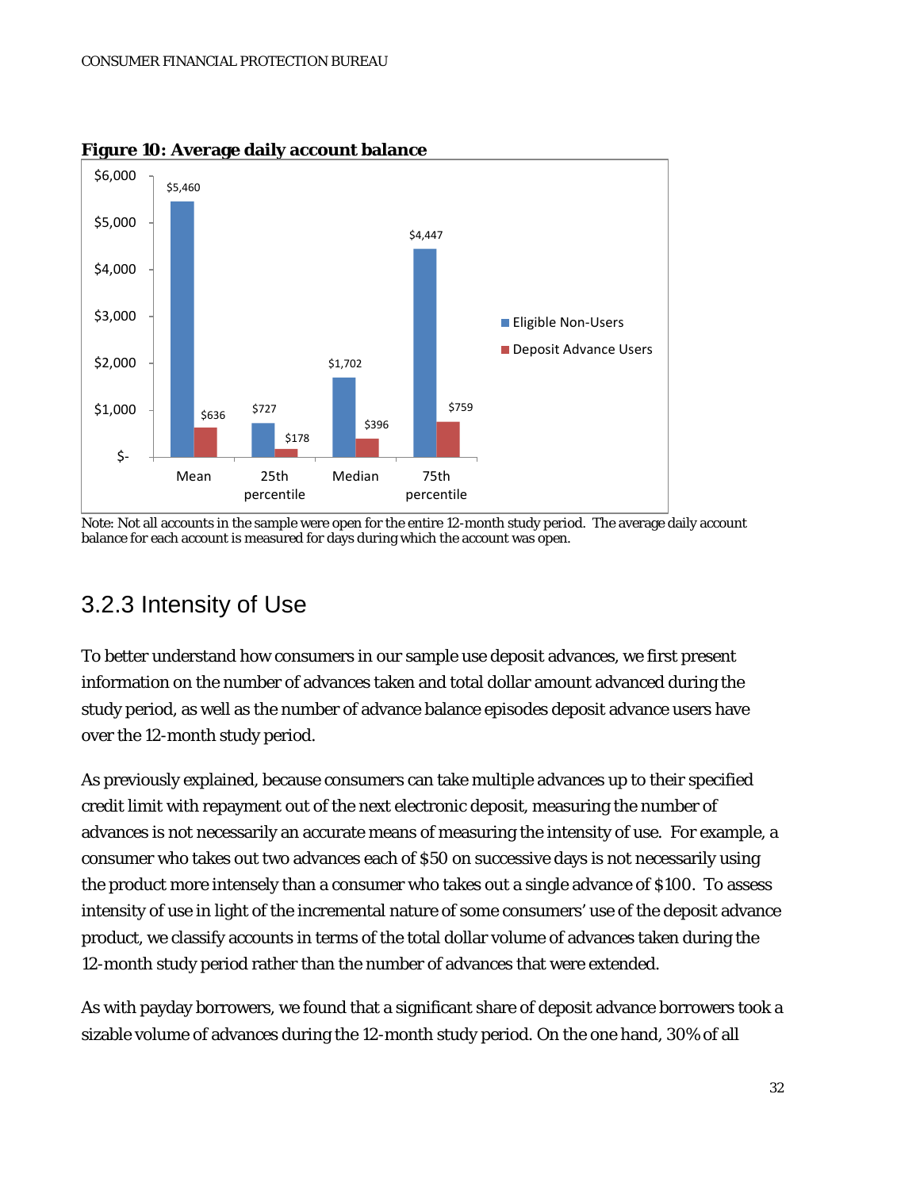**Figure 10: Average daily account balance**

| | Eligible Non-Users | Deposit Advance Users |
|---|---|---|
| Mean | $5,460 | $636 |
| 25th percentile | $727 | $178 |
| Median | $1,702 | $396 |
| 75th percentile | $4,447 | $759 |

Note: Not all accounts in the sample were open for the entire 12-month study period. The average daily account balance for each account is measured for days during which the account was open.

### 3.2.3 Intensity of Use

To better understand how consumers in our sample use deposit advances, we first present information on the number of advances taken and total dollar amount advanced during the study period, as well as the number of advance balance episodes deposit advance users have over the 12-month study period.

As previously explained, because consumers can take multiple advances up to their specified credit limit with repayment out of the next electronic deposit, measuring the number of advances is not necessarily an accurate means of measuring the intensity of use. For example, a consumer who takes out two advances each of $50 on successive days is not necessarily using the product more intensely than a consumer who takes out a single advance of $100. To assess intensity of use in light of the incremental nature of some consumers' use of the deposit advance product, we classify accounts in terms of the total dollar volume of advances taken during the 12-month study period rather than the number of advances that were extended.

As with payday borrowers, we found that a significant share of deposit advance borrowers took a sizable volume of advances during the 12-month study period. On the one hand, 30% of all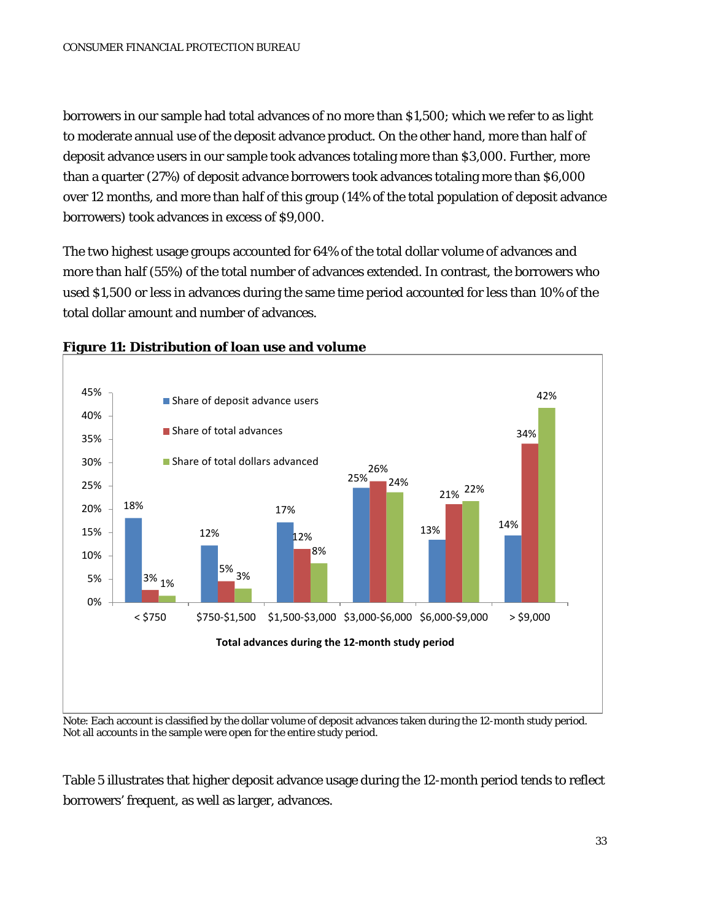borrowers in our sample had total advances of no more than $1,500; which we refer to as light to moderate annual use of the deposit advance product. On the other hand, more than half of deposit advance users in our sample took advances totaling more than $3,000. Further, more than a quarter (27%) of deposit advance borrowers took advances totaling more than $6,000 over 12 months, and more than half of this group (14% of the total population of deposit advance borrowers) took advances in excess of $9,000.

The two highest usage groups accounted for 64% of the total dollar volume of advances and more than half (55%) of the total number of advances extended. In contrast, the borrowers who used $1,500 or less in advances during the same time period accounted for less than 10% of the total dollar amount and number of advances.

**Figure 11: Distribution of loan use and volume**

| Total advances during the 12-month study period | Share of deposit advance users | Share of total advances | Share of total dollars advanced |
|---|---|---|---|
| < $750 | 18% | 3% | 1% |
| $750-$1,500 | 12% | 5% | 3% |
| $1,500-$3,000 | 17% | 12% | 8% |
| $3,000-$6,000 | 25% | 26% | 24% |
| $6,000-$9,000 | 13% | 21% | 22% |
| > $9,000 | 14% | 34% | 42% |

Note: Each account is classified by the dollar volume of deposit advances taken during the 12-month study period. Not all accounts in the sample were open for the entire study period.

Table 5 illustrates that higher deposit advance usage during the 12-month period tends to reflect borrowers' frequent, as well as larger, advances.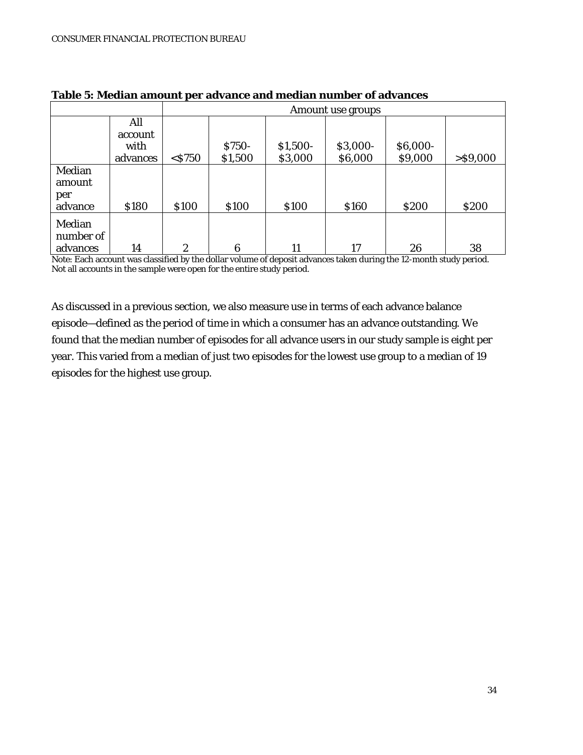**Table 5: Median amount per advance and median number of advances**

| | | Amount use groups | | | | | |
|---|---|---|---|---|---|---|---|
| | All account with advances | <$750 | $750-$1,500 | $1,500-$3,000 | $3,000-$6,000 | $6,000-$9,000 | >$9,000 |
| Median amount per advance | $180 | $100 | $100 | $100 | $160 | $200 | $200 |
| Median number of advances | 14 | 2 | 6 | 11 | 17 | 26 | 38 |

Note: Each account was classified by the dollar volume of deposit advances taken during the 12-month study period. Not all accounts in the sample were open for the entire study period.

As discussed in a previous section, we also measure use in terms of each advance balance episode—defined as the period of time in which a consumer has an advance outstanding. We found that the median number of episodes for all advance users in our study sample is eight per year. This varied from a median of just two episodes for the lowest use group to a median of 19 episodes for the highest use group.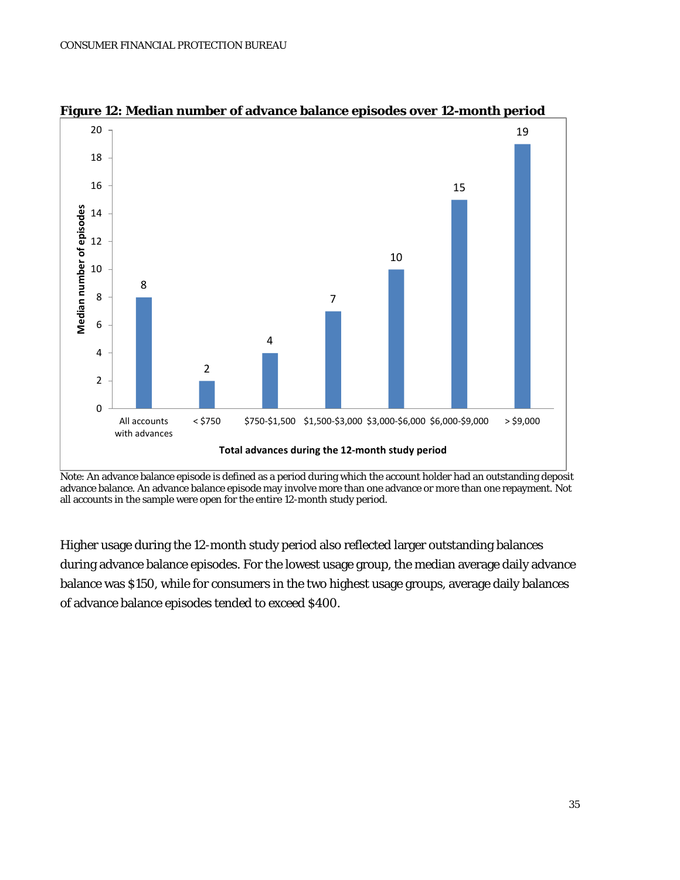**Figure 12: Median number of advance balance episodes over 12-month period**

| Total advances during the 12-month study period | Median number of episodes |
|---|---|
| All accounts with advances | 8 |
| < $750 | 2 |
| $750-$1,500 | 4 |
| $1,500-$3,000 | 7 |
| $3,000-$6,000 | 10 |
| $6,000-$9,000 | 15 |
| > $9,000 | 19 |

Note: An advance balance episode is defined as a period during which the account holder had an outstanding deposit advance balance. An advance balance episode may involve more than one advance or more than one repayment. Not all accounts in the sample were open for the entire 12-month study period.

Higher usage during the 12-month study period also reflected larger outstanding balances during advance balance episodes. For the lowest usage group, the median average daily advance balance was $150, while for consumers in the two highest usage groups, average daily balances of advance balance episodes tended to exceed $400.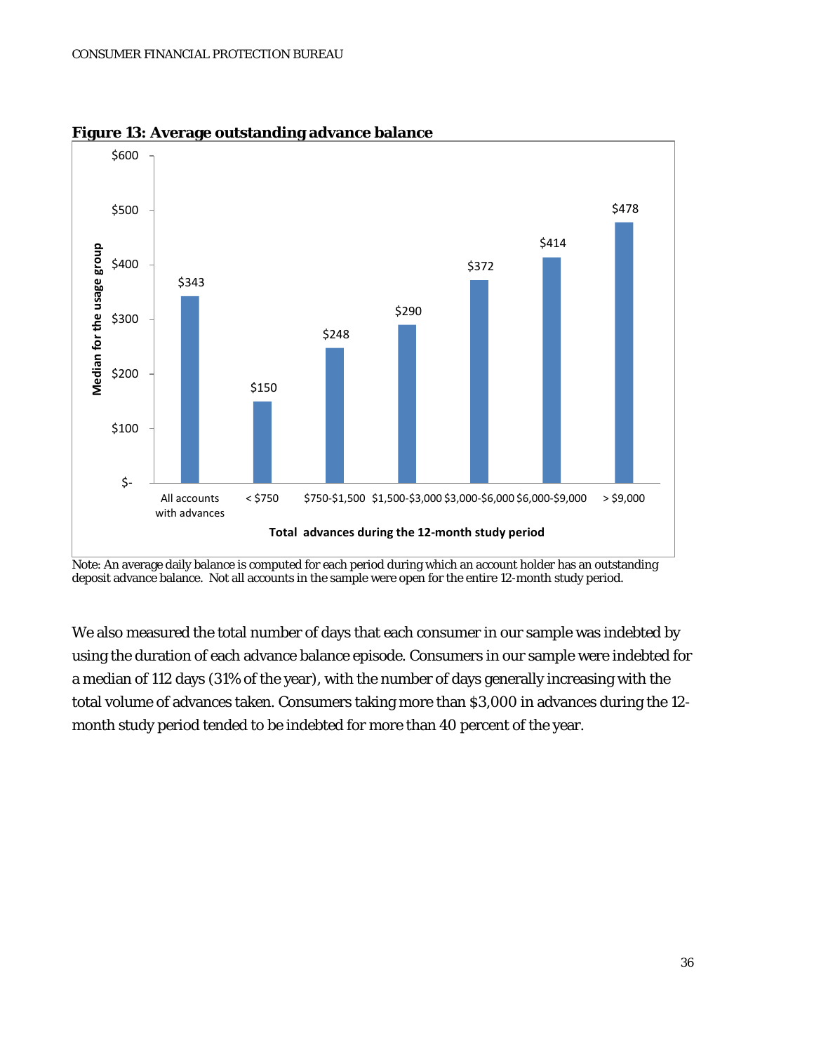**Figure 13: Average outstanding advance balance**

| Total advances during the 12-month study period | Median for the usage group |
|---|---|
| All accounts with advances | $343 |
| < $750 | $150 |
| $750-$1,500 | $248 |
| $1,500-$3,000 | $290 |
| $3,000-$6,000 | $372 |
| $6,000-$9,000 | $414 |
| > $9,000 | $478 |

Note: An average daily balance is computed for each period during which an account holder has an outstanding deposit advance balance. Not all accounts in the sample were open for the entire 12-month study period.

We also measured the total number of days that each consumer in our sample was indebted by using the duration of each advance balance episode. Consumers in our sample were indebted for a median of 112 days (31% of the year), with the number of days generally increasing with the total volume of advances taken. Consumers taking more than $3,000 in advances during the 12-month study period tended to be indebted for more than 40 percent of the year.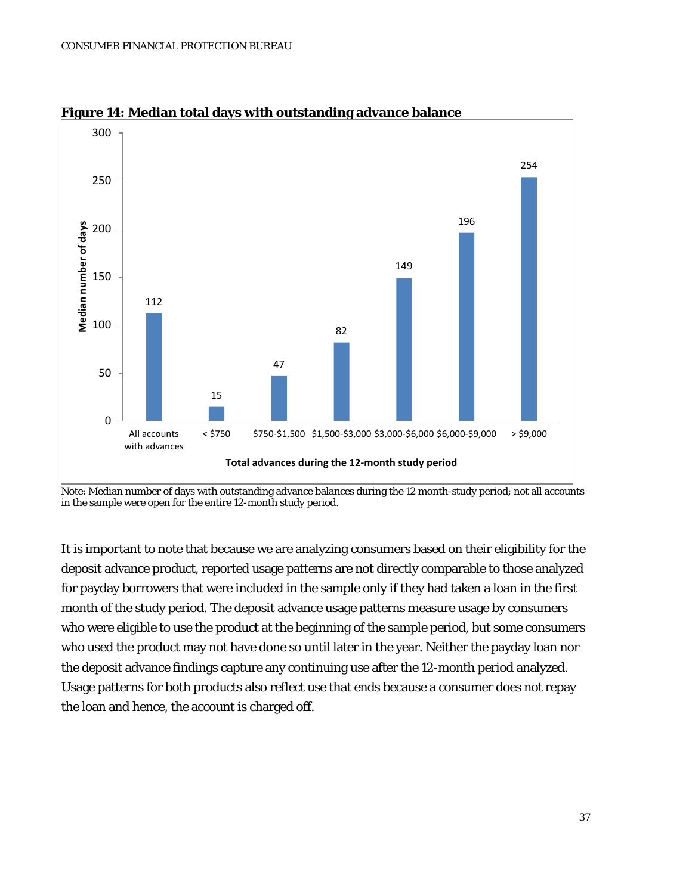**Figure 14: Median total days with outstanding advance balance**

| Total advances during the 12-month study period | Median number of days |
|---|---|
| All accounts with advances | 112 |
| < $750 | 15 |
| $750-$1,500 | 47 |
| $1,500-$3,000 | 82 |
| $3,000-$6,000 | 149 |
| $6,000-$9,000 | 196 |
| > $9,000 | 254 |

Note: Median number of days with outstanding advance balances during the 12 month-study period; not all accounts in the sample were open for the entire 12-month study period.

It is important to note that because we are analyzing consumers based on their eligibility for the deposit advance product, reported usage patterns are not directly comparable to those analyzed for payday borrowers that were included in the sample only if they had taken a loan in the first month of the study period. The deposit advance usage patterns measure usage by consumers who were eligible to use the product at the beginning of the sample period, but some consumers who used the product may not have done so until later in the year. Neither the payday loan nor the deposit advance findings capture any continuing use after the 12-month period analyzed. Usage patterns for both products also reflect use that ends because a consumer does not repay the loan and hence, the account is charged off.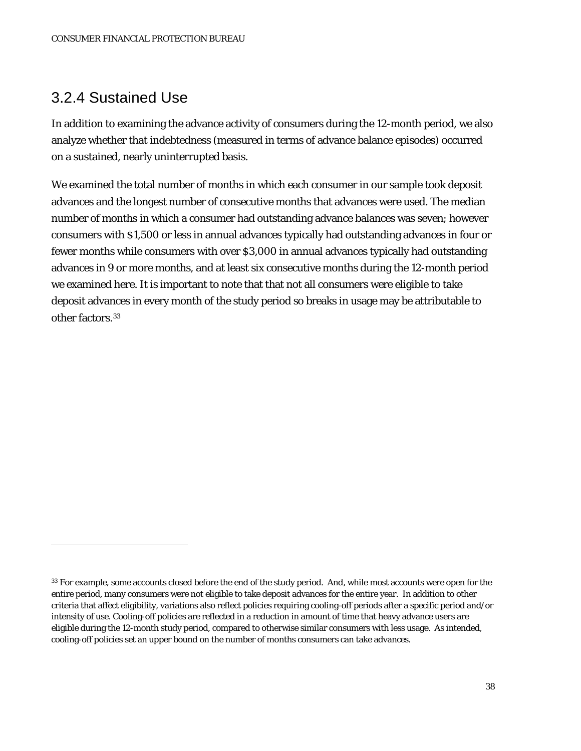### 3.2.4 Sustained Use

In addition to examining the advance activity of consumers during the 12-month period, we also analyze whether that indebtedness (measured in terms of advance balance episodes) occurred on a sustained, nearly uninterrupted basis.

We examined the total number of months in which each consumer in our sample took deposit advances and the longest number of consecutive months that advances were used. The median number of months in which a consumer had outstanding advance balances was seven; however consumers with $1,500 or less in annual advances typically had outstanding advances in four or fewer months while consumers with over $3,000 in annual advances typically had outstanding advances in 9 or more months, and at least six consecutive months during the 12-month period we examined here. It is important to note that that not all consumers were eligible to take deposit advances in every month of the study period so breaks in usage may be attributable to other factors.[33]

---

[33] For example, some accounts closed before the end of the study period. And, while most accounts were open for the entire period, many consumers were not eligible to take deposit advances for the entire year. In addition to other criteria that affect eligibility, variations also reflect policies requiring cooling-off periods after a specific period and/or intensity of use. Cooling-off policies are reflected in a reduction in amount of time that heavy advance users are eligible during the 12-month study period, compared to otherwise similar consumers with less usage. As intended, cooling-off policies set an upper bound on the number of months consumers can take advances.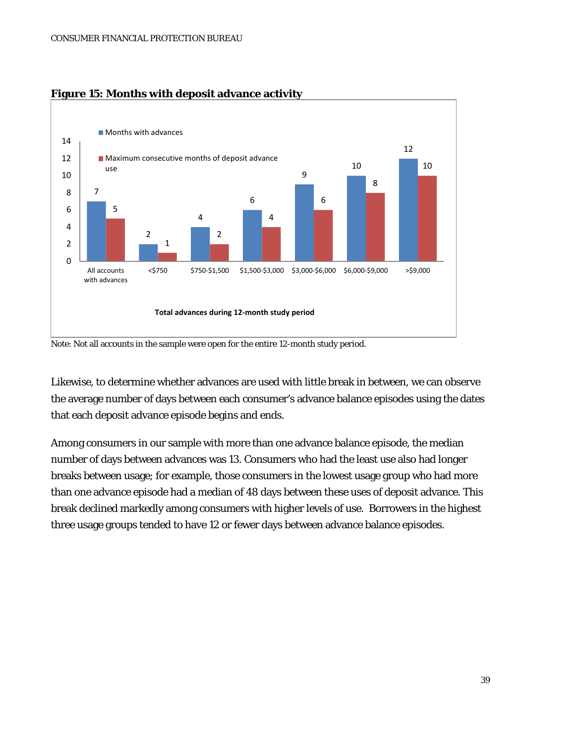**Figure 15: Months with deposit advance activity**

| Total advances during 12-month study period | Months with advances | Maximum consecutive months of deposit advance use |
|---|---|---|
| All accounts with advances | 7 | 5 |
| <$750 | 2 | 1 |
| $750-$1,500 | 4 | 2 |
| $1,500-$3,000 | 6 | 4 |
| $3,000-$6,000 | 9 | 6 |
| $6,000-$9,000 | 10 | 8 |
| >$9,000 | 12 | 10 |

Note: Not all accounts in the sample were open for the entire 12-month study period.

Likewise, to determine whether advances are used with little break in between, we can observe the average number of days between each consumer's advance balance episodes using the dates that each deposit advance episode begins and ends.

Among consumers in our sample with more than one advance balance episode, the median number of days between advances was 13. Consumers who had the least use also had longer breaks between usage; for example, those consumers in the lowest usage group who had more than one advance episode had a median of 48 days between these uses of deposit advance. This break declined markedly among consumers with higher levels of use. Borrowers in the highest three usage groups tended to have 12 or fewer days between advance balance episodes.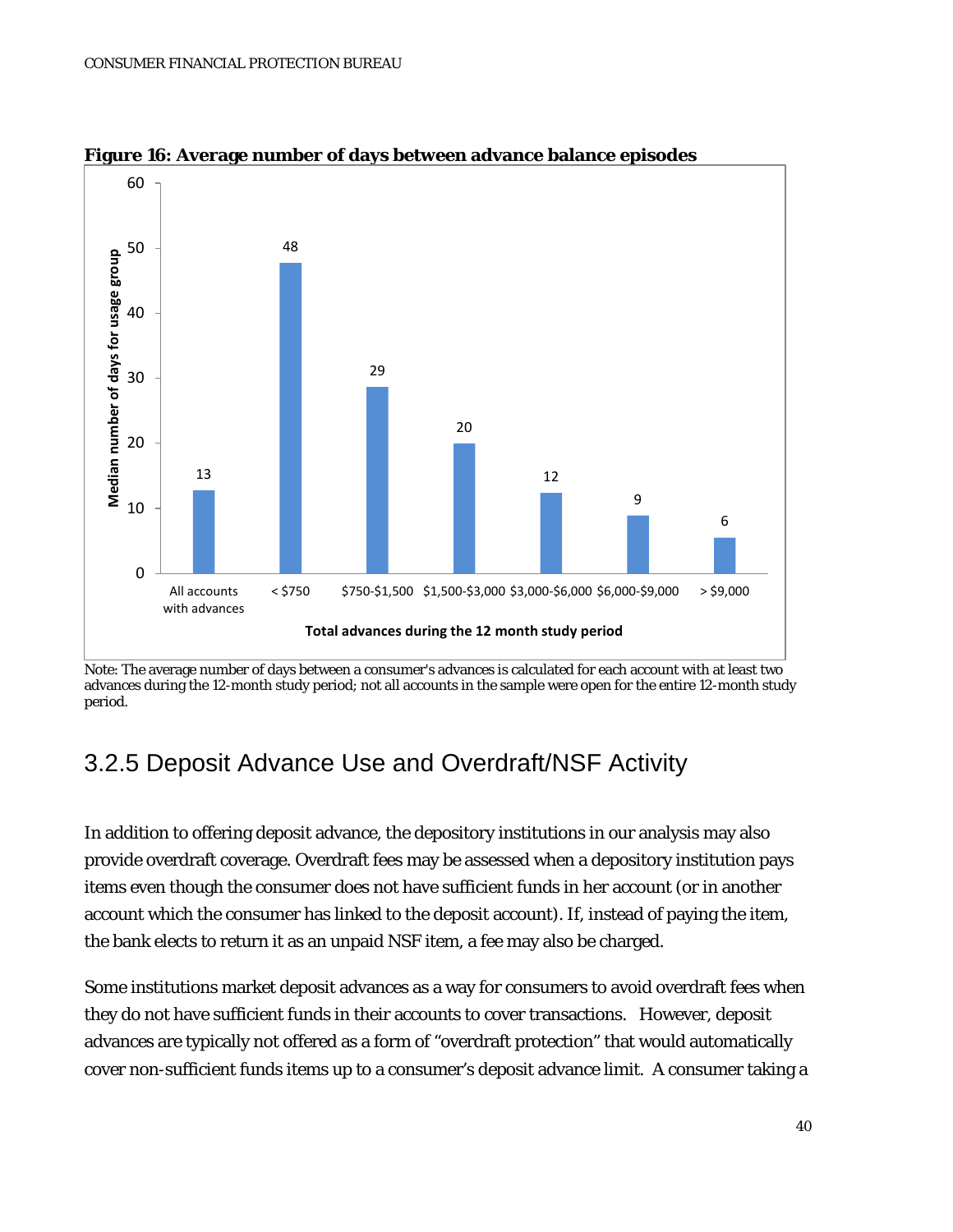**Figure 16: Average number of days between advance balance episodes**

| Total advances during the 12 month study period | Median number of days for usage group |
|---|---|
| All accounts with advances | 13 |
| < $750 | 48 |
| $750-$1,500 | 29 |
| $1,500-$3,000 | 20 |
| $3,000-$6,000 | 12 |
| $6,000-$9,000 | 9 |
| > $9,000 | 6 |

Note: The average number of days between a consumer's advances is calculated for each account with at least two advances during the 12-month study period; not all accounts in the sample were open for the entire 12-month study period.

## 3.2.5 Deposit Advance Use and Overdraft/NSF Activity

In addition to offering deposit advance, the depository institutions in our analysis may also provide overdraft coverage. Overdraft fees may be assessed when a depository institution pays items even though the consumer does not have sufficient funds in her account (or in another account which the consumer has linked to the deposit account). If, instead of paying the item, the bank elects to return it as an unpaid NSF item, a fee may also be charged.

Some institutions market deposit advances as a way for consumers to avoid overdraft fees when they do not have sufficient funds in their accounts to cover transactions. However, deposit advances are typically not offered as a form of "overdraft protection" that would automatically cover non-sufficient funds items up to a consumer's deposit advance limit. A consumer taking a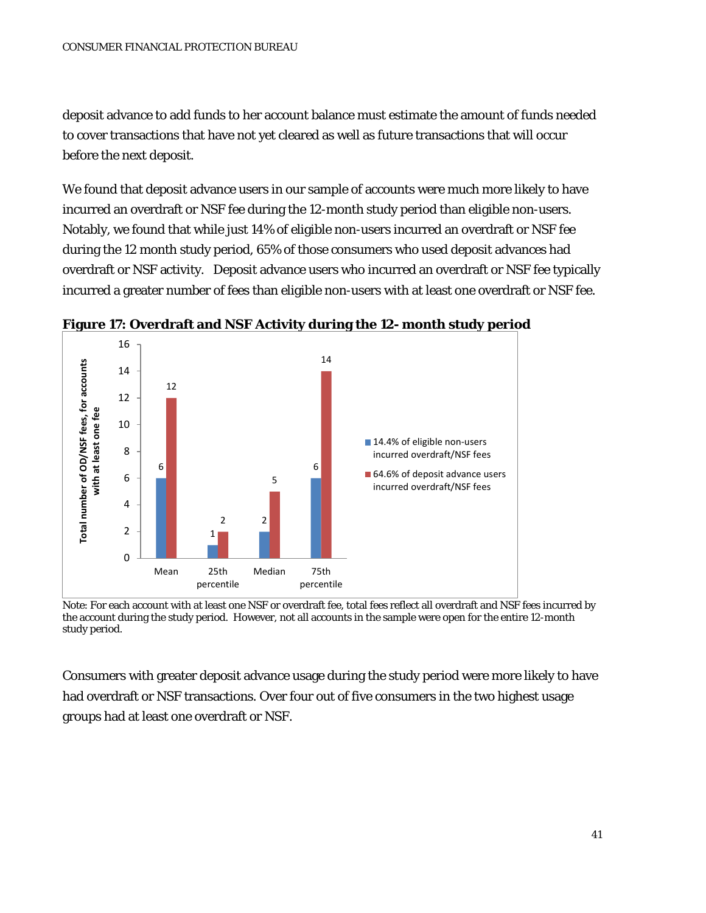deposit advance to add funds to her account balance must estimate the amount of funds needed to cover transactions that have not yet cleared as well as future transactions that will occur before the next deposit.

We found that deposit advance users in our sample of accounts were much more likely to have incurred an overdraft or NSF fee during the 12-month study period than eligible non-users. Notably, we found that while just 14% of eligible non-users incurred an overdraft or NSF fee during the 12 month study period, 65% of those consumers who used deposit advances had overdraft or NSF activity. Deposit advance users who incurred an overdraft or NSF fee typically incurred a greater number of fees than eligible non-users with at least one overdraft or NSF fee.

**Figure 17: Overdraft and NSF Activity during the 12- month study period**

| Total number of OD/NSF fees, for accounts with at least one fee | Mean | 25th percentile | Median | 75th percentile |
|---|---|---|---|---|
| 14.4% of eligible non-users incurred overdraft/NSF fees | 6 | 1 | 2 | 6 |
| 64.6% of deposit advance users incurred overdraft/NSF fees | 12 | 2 | 5 | 14 |

Note: For each account with at least one NSF or overdraft fee, total fees reflect all overdraft and NSF fees incurred by the account during the study period. However, not all accounts in the sample were open for the entire 12-month study period.

Consumers with greater deposit advance usage during the study period were more likely to have had overdraft or NSF transactions. Over four out of five consumers in the two highest usage groups had at least one overdraft or NSF.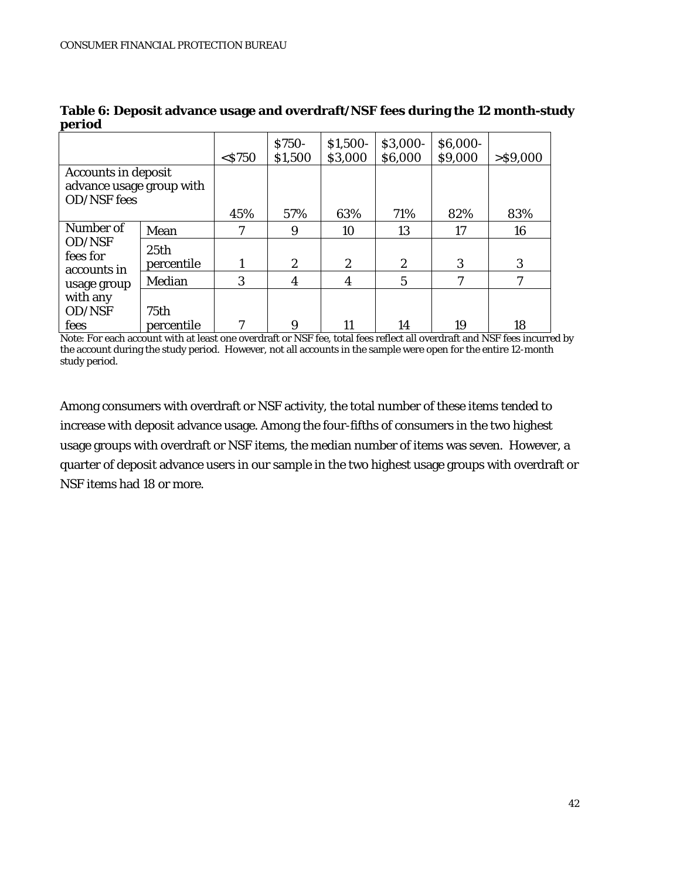**Table 6: Deposit advance usage and overdraft/NSF fees during the 12 month-study period**

| | | <$750 | $750-$1,500 | $1,500-$3,000 | $3,000-$6,000 | $6,000-$9,000 | >$9,000 |
|---|---|---|---|---|---|---|---|
| Accounts in deposit advance usage group with OD/NSF fees | | 45% | 57% | 63% | 71% | 82% | 83% |
| Number of OD/NSF fees for accounts in usage group with any OD/NSF fees | Mean | 7 | 9 | 10 | 13 | 17 | 16 |
| | 25th percentile | 1 | 2 | 2 | 2 | 3 | 3 |
| | Median | 3 | 4 | 4 | 5 | 7 | 7 |
| | 75th percentile | 7 | 9 | 11 | 14 | 19 | 18 |

Note: For each account with at least one overdraft or NSF fee, total fees reflect all overdraft and NSF fees incurred by the account during the study period. However, not all accounts in the sample were open for the entire 12-month study period.

Among consumers with overdraft or NSF activity, the total number of these items tended to increase with deposit advance usage. Among the four-fifths of consumers in the two highest usage groups with overdraft or NSF items, the median number of items was seven. However, a quarter of deposit advance users in our sample in the two highest usage groups with overdraft or NSF items had 18 or more.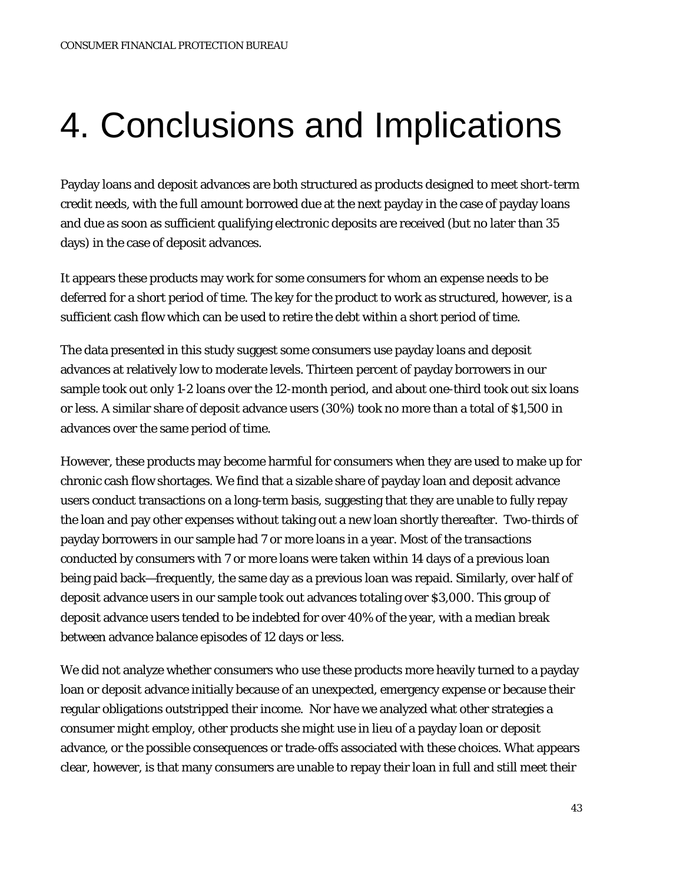# 4. Conclusions and Implications

Payday loans and deposit advances are both structured as products designed to meet short-term credit needs, with the full amount borrowed due at the next payday in the case of payday loans and due as soon as sufficient qualifying electronic deposits are received (but no later than 35 days) in the case of deposit advances.

It appears these products may work for some consumers for whom an expense needs to be deferred for a short period of time. The key for the product to work as structured, however, is a sufficient cash flow which can be used to retire the debt within a short period of time.

The data presented in this study suggest some consumers use payday loans and deposit advances at relatively low to moderate levels. Thirteen percent of payday borrowers in our sample took out only 1-2 loans over the 12-month period, and about one-third took out six loans or less. A similar share of deposit advance users (30%) took no more than a total of $1,500 in advances over the same period of time.

However, these products may become harmful for consumers when they are used to make up for chronic cash flow shortages. We find that a sizable share of payday loan and deposit advance users conduct transactions on a long-term basis, suggesting that they are unable to fully repay the loan and pay other expenses without taking out a new loan shortly thereafter. Two-thirds of payday borrowers in our sample had 7 or more loans in a year. Most of the transactions conducted by consumers with 7 or more loans were taken within 14 days of a previous loan being paid back—frequently, the same day as a previous loan was repaid. Similarly, over half of deposit advance users in our sample took out advances totaling over $3,000. This group of deposit advance users tended to be indebted for over 40% of the year, with a median break between advance balance episodes of 12 days or less.

We did not analyze whether consumers who use these products more heavily turned to a payday loan or deposit advance initially because of an unexpected, emergency expense or because their regular obligations outstripped their income. Nor have we analyzed what other strategies a consumer might employ, other products she might use in lieu of a payday loan or deposit advance, or the possible consequences or trade-offs associated with these choices. What appears clear, however, is that many consumers are unable to repay their loan in full and still meet their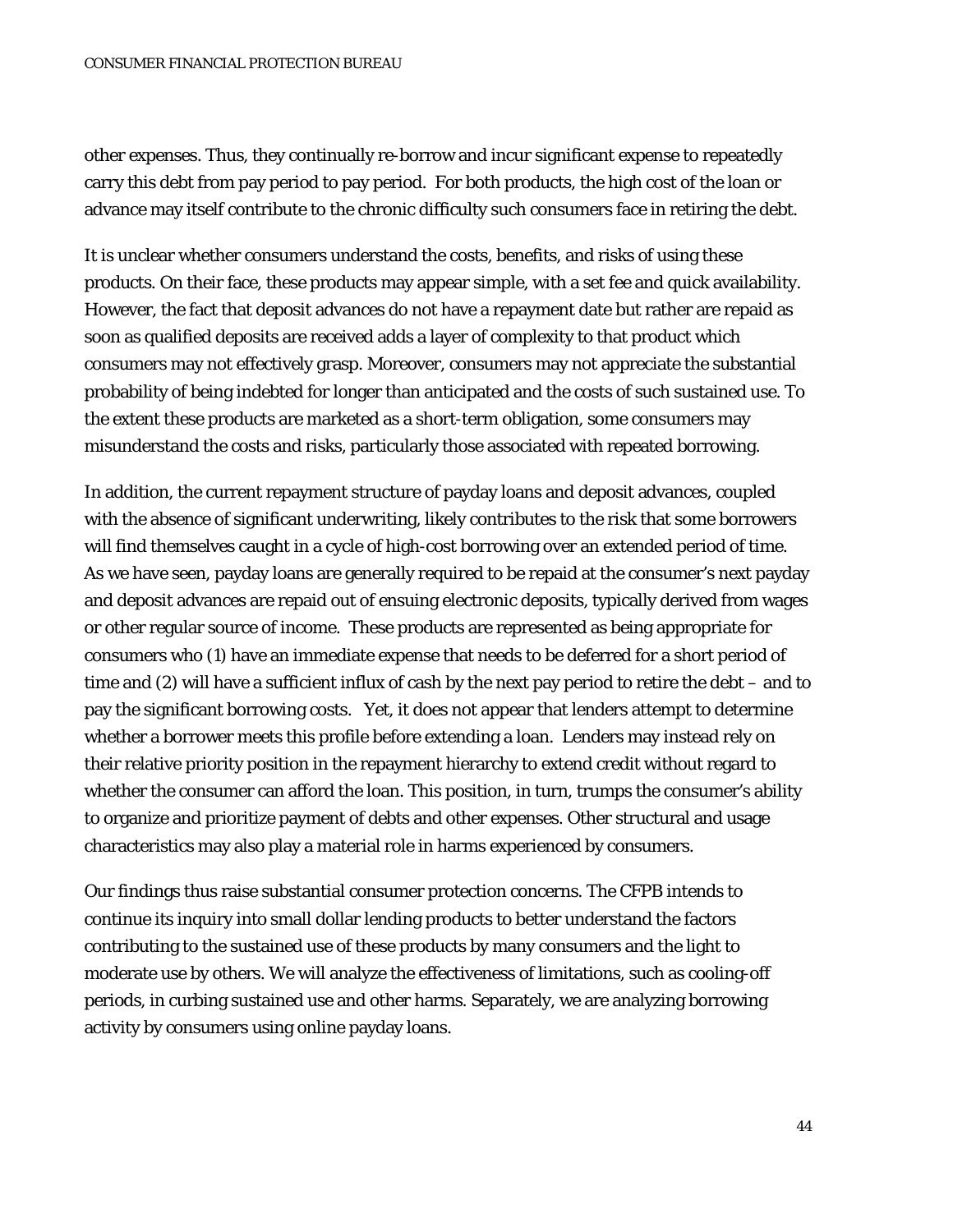other expenses. Thus, they continually re-borrow and incur significant expense to repeatedly carry this debt from pay period to pay period. For both products, the high cost of the loan or advance may itself contribute to the chronic difficulty such consumers face in retiring the debt.

It is unclear whether consumers understand the costs, benefits, and risks of using these products. On their face, these products may appear simple, with a set fee and quick availability. However, the fact that deposit advances do not have a repayment date but rather are repaid as soon as qualified deposits are received adds a layer of complexity to that product which consumers may not effectively grasp. Moreover, consumers may not appreciate the substantial probability of being indebted for longer than anticipated and the costs of such sustained use. To the extent these products are marketed as a short-term obligation, some consumers may misunderstand the costs and risks, particularly those associated with repeated borrowing.

In addition, the current repayment structure of payday loans and deposit advances, coupled with the absence of significant underwriting, likely contributes to the risk that some borrowers will find themselves caught in a cycle of high-cost borrowing over an extended period of time. As we have seen, payday loans are generally required to be repaid at the consumer's next payday and deposit advances are repaid out of ensuing electronic deposits, typically derived from wages or other regular source of income. These products are represented as being appropriate for consumers who (1) have an immediate expense that needs to be deferred for a short period of time and (2) will have a sufficient influx of cash by the next pay period to retire the debt – and to pay the significant borrowing costs. Yet, it does not appear that lenders attempt to determine whether a borrower meets this profile before extending a loan. Lenders may instead rely on their relative priority position in the repayment hierarchy to extend credit without regard to whether the consumer can afford the loan. This position, in turn, trumps the consumer's ability to organize and prioritize payment of debts and other expenses. Other structural and usage characteristics may also play a material role in harms experienced by consumers.

Our findings thus raise substantial consumer protection concerns. The CFPB intends to continue its inquiry into small dollar lending products to better understand the factors contributing to the sustained use of these products by many consumers and the light to moderate use by others. We will analyze the effectiveness of limitations, such as cooling-off periods, in curbing sustained use and other harms. Separately, we are analyzing borrowing activity by consumers using online payday loans.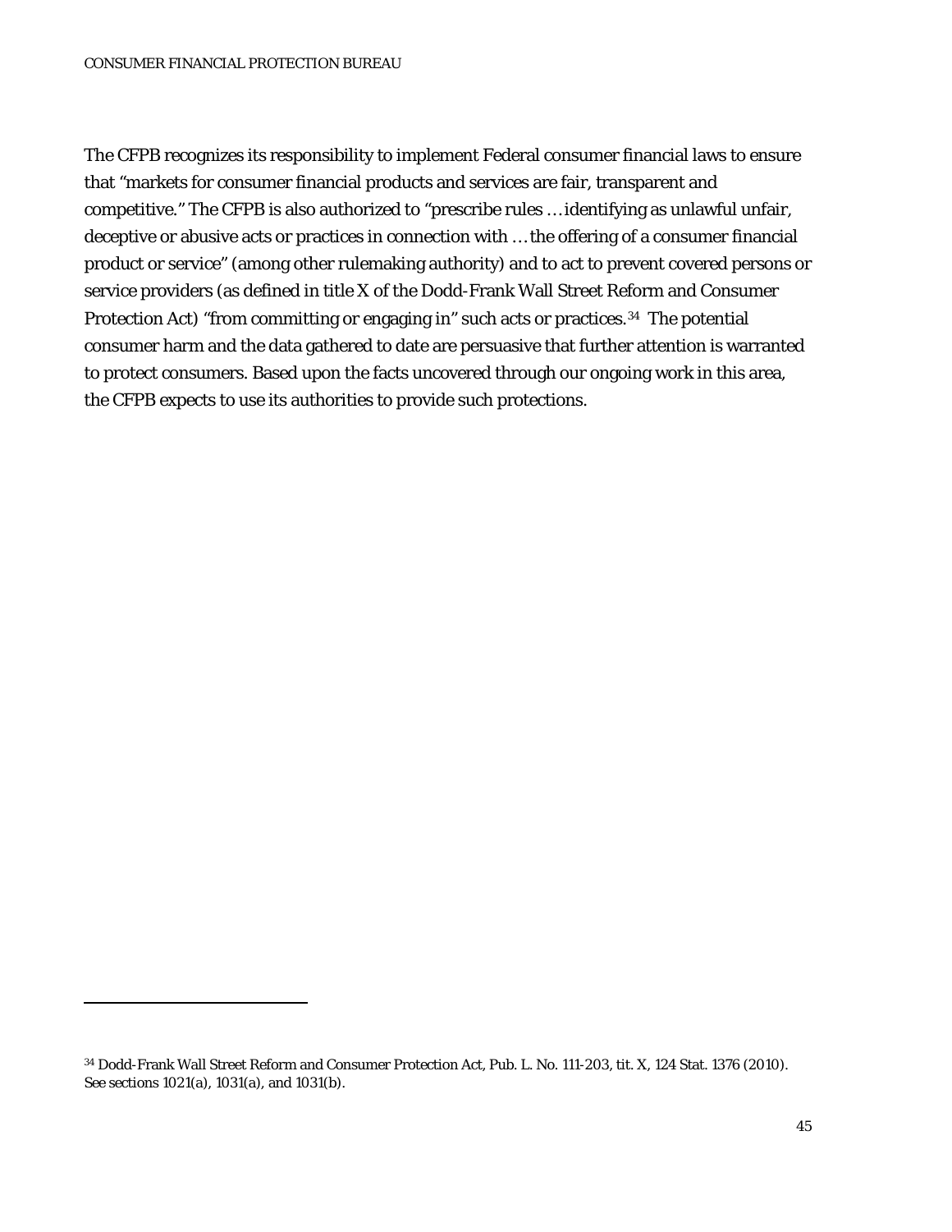The CFPB recognizes its responsibility to implement Federal consumer financial laws to ensure that "markets for consumer financial products and services are fair, transparent and competitive." The CFPB is also authorized to "prescribe rules … identifying as unlawful unfair, deceptive or abusive acts or practices in connection with … the offering of a consumer financial product or service" (among other rulemaking authority) and to act to prevent covered persons or service providers (as defined in title X of the Dodd-Frank Wall Street Reform and Consumer Protection Act) "from committing or engaging in" such acts or practices.[34] The potential consumer harm and the data gathered to date are persuasive that further attention is warranted to protect consumers. Based upon the facts uncovered through our ongoing work in this area, the CFPB expects to use its authorities to provide such protections.

---

[34] Dodd-Frank Wall Street Reform and Consumer Protection Act, Pub. L. No. 111-203, tit. X, 124 Stat. 1376 (2010). See sections 1021(a), 1031(a), and 1031(b).